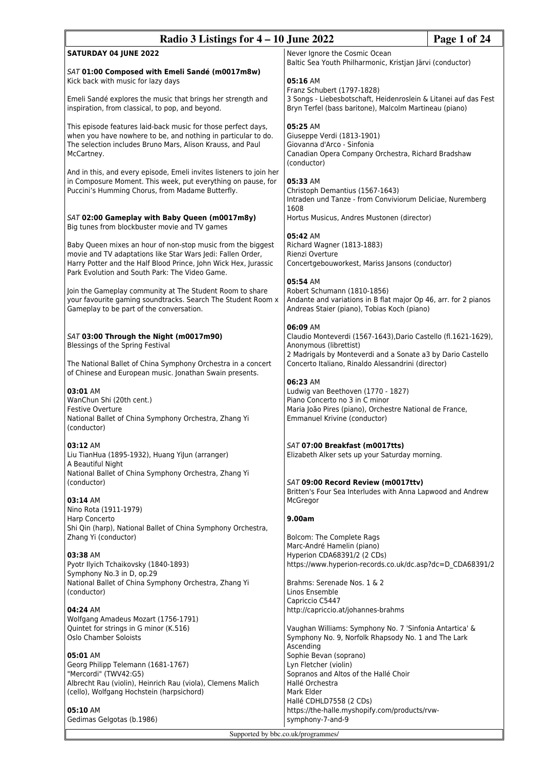## SATURDAY 04 JUNE 2022

### *SAT* **01:00 Composed with Emeli Sandé (m0017m8w)**
Kick back with music for lazy days

Emeli Sandé explores the music that brings her strength and inspiration, from classical, to pop, and beyond.

This episode features laid-back music for those perfect days, when you have nowhere to be, and nothing in particular to do. The selection includes Bruno Mars, Alison Krauss, and Paul McCartney.

And in this, and every episode, Emeli invites listeners to join her in Composure Moment. This week, put everything on pause, for Puccini's Humming Chorus, from Madame Butterfly.

### *SAT* **02:00 Gameplay with Baby Queen (m0017m8y)**
Big tunes from blockbuster movie and TV games

Baby Queen mixes an hour of non-stop music from the biggest movie and TV adaptations like Star Wars Jedi: Fallen Order, Harry Potter and the Half Blood Prince, John Wick Hex, Jurassic Park Evolution and South Park: The Video Game.

Join the Gameplay community at The Student Room to share your favourite gaming soundtracks. Search The Student Room x Gameplay to be part of the conversation.

### *SAT* **03:00 Through the Night (m0017m90)**
Blessings of the Spring Festival

The National Ballet of China Symphony Orchestra in a concert of Chinese and European music. Jonathan Swain presents.

**03:01** AM
WanChun Shi (20th cent.)
Festive Overture
National Ballet of China Symphony Orchestra, Zhang Yi (conductor)

**03:12** AM
Liu TianHua (1895-1932), Huang YiJun (arranger)
A Beautiful Night
National Ballet of China Symphony Orchestra, Zhang Yi (conductor)

**03:14** AM
Nino Rota (1911-1979)
Harp Concerto
Shi Qin (harp), National Ballet of China Symphony Orchestra, Zhang Yi (conductor)

**03:38** AM
Pyotr Ilyich Tchaikovsky (1840-1893)
Symphony No.3 in D, op.29
National Ballet of China Symphony Orchestra, Zhang Yi (conductor)

**04:24** AM
Wolfgang Amadeus Mozart (1756-1791)
Quintet for strings in G minor (K.516)
Oslo Chamber Soloists

**05:01** AM
Georg Philipp Telemann (1681-1767)
"Mercordi" (TWV42:G5)
Albrecht Rau (violin), Heinrich Rau (viola), Clemens Malich (cello), Wolfgang Hochstein (harpsichord)

**05:10** AM
Gedimas Gelgotas (b.1986)
Never Ignore the Cosmic Ocean
Baltic Sea Youth Philharmonic, Kristjan Järvi (conductor)

**05:16** AM
Franz Schubert (1797-1828)
3 Songs - Liebesbotschaft, Heidenroslein & Litanei auf das Fest
Bryn Terfel (bass baritone), Malcolm Martineau (piano)

**05:25** AM
Giuseppe Verdi (1813-1901)
Giovanna d'Arco - Sinfonia
Canadian Opera Company Orchestra, Richard Bradshaw (conductor)

**05:33** AM
Christoph Demantius (1567-1643)
Intraden und Tanze - from Conviviorum Deliciae, Nuremberg 1608
Hortus Musicus, Andres Mustonen (director)

**05:42** AM
Richard Wagner (1813-1883)
Rienzi Overture
Concertgebouworkest, Mariss Jansons (conductor)

**05:54** AM
Robert Schumann (1810-1856)
Andante and variations in B flat major Op 46, arr. for 2 pianos
Andreas Staier (piano), Tobias Koch (piano)

**06:09** AM
Claudio Monteverdi (1567-1643),Dario Castello (fl.1621-1629), Anonymous (librettist)
2 Madrigals by Monteverdi and a Sonate a3 by Dario Castello
Concerto Italiano, Rinaldo Alessandrini (director)

**06:23** AM
Ludwig van Beethoven (1770 - 1827)
Piano Concerto no 3 in C minor
Maria João Pires (piano), Orchestre National de France, Emmanuel Krivine (conductor)

### *SAT* **07:00 Breakfast (m0017tts)**
Elizabeth Alker sets up your Saturday morning.

### *SAT* **09:00 Record Review (m0017ttv)**
Britten's Four Sea Interludes with Anna Lapwood and Andrew McGregor

**9.00am**

Bolcom: The Complete Rags
Marc-André Hamelin (piano)
Hyperion CDA68391/2 (2 CDs)
https://www.hyperion-records.co.uk/dc.asp?dc=D_CDA68391/2

Brahms: Serenade Nos. 1 & 2
Linos Ensemble
Capriccio C5447
http://capriccio.at/johannes-brahms

Vaughan Williams: Symphony No. 7 'Sinfonia Antartica' & Symphony No. 9, Norfolk Rhapsody No. 1 and The Lark Ascending
Sophie Bevan (soprano)
Lyn Fletcher (violin)
Sopranos and Altos of the Hallé Choir
Hallé Orchestra
Mark Elder
Hallé CDHLD7558 (2 CDs)
https://the-halle.myshopify.com/products/rvw-symphony-7-and-9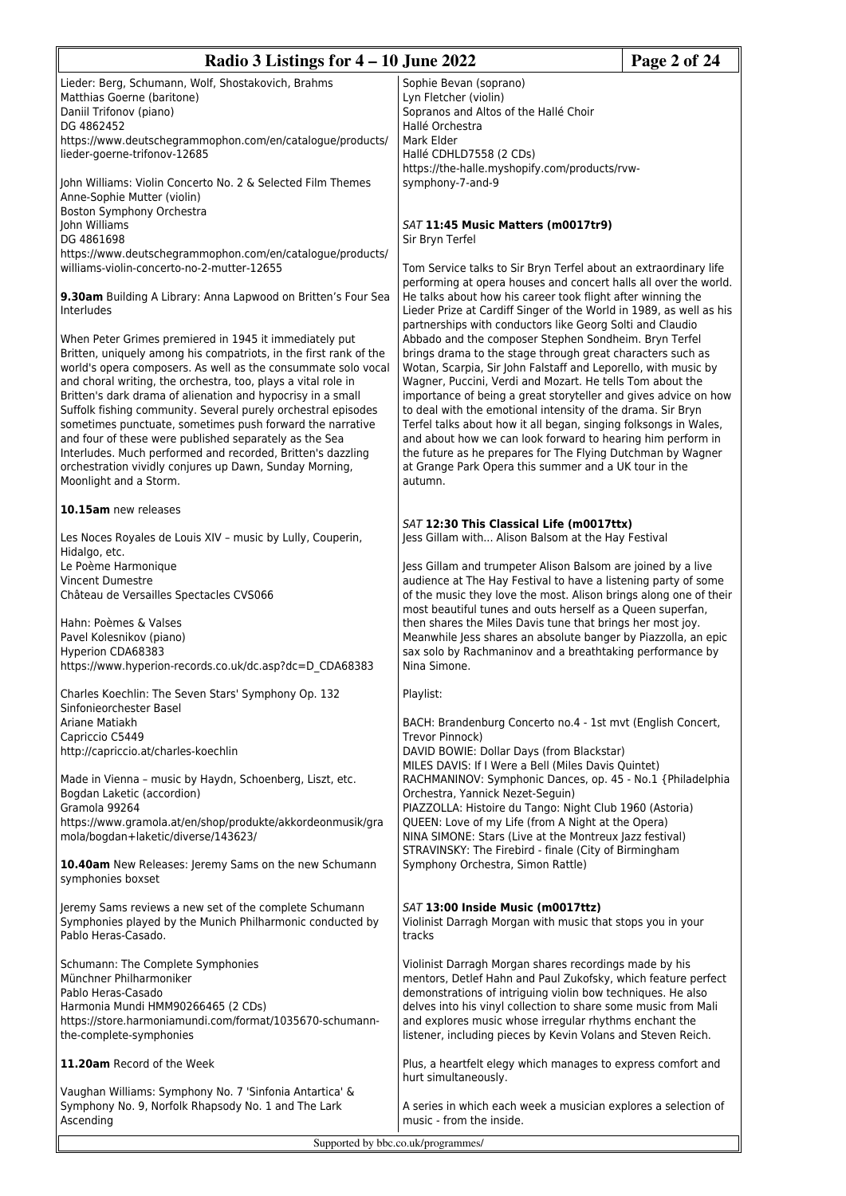Lieder: Berg, Schumann, Wolf, Shostakovich, Brahms
Matthias Goerne (baritone)
Daniil Trifonov (piano)
DG 4862452
https://www.deutschegrammophon.com/en/catalogue/products/lieder-goerne-trifonov-12685

John Williams: Violin Concerto No. 2 & Selected Film Themes
Anne-Sophie Mutter (violin)
Boston Symphony Orchestra
John Williams
DG 4861698
https://www.deutschegrammophon.com/en/catalogue/products/williams-violin-concerto-no-2-mutter-12655

**9.30am** Building A Library: Anna Lapwood on Britten's Four Sea Interludes

When Peter Grimes premiered in 1945 it immediately put Britten, uniquely among his compatriots, in the first rank of the world's opera composers. As well as the consummate solo vocal and choral writing, the orchestra, too, plays a vital role in Britten's dark drama of alienation and hypocrisy in a small Suffolk fishing community. Several purely orchestral episodes sometimes punctuate, sometimes push forward the narrative and four of these were published separately as the Sea Interludes. Much performed and recorded, Britten's dazzling orchestration vividly conjures up Dawn, Sunday Morning, Moonlight and a Storm.

**10.15am** new releases

Les Noces Royales de Louis XIV – music by Lully, Couperin, Hidalgo, etc.
Le Poème Harmonique
Vincent Dumestre
Château de Versailles Spectacles CVS066

Hahn: Poèmes & Valses
Pavel Kolesnikov (piano)
Hyperion CDA68383
https://www.hyperion-records.co.uk/dc.asp?dc=D_CDA68383

Charles Koechlin: The Seven Stars' Symphony Op. 132
Sinfonieorchester Basel
Ariane Matiakh
Capriccio C5449
http://capriccio.at/charles-koechlin

Made in Vienna – music by Haydn, Schoenberg, Liszt, etc.
Bogdan Laketic (accordion)
Gramola 99264
https://www.gramola.at/en/shop/produkte/akkordeonmusik/gramola/bogdan+laketic/diverse/143623/

**10.40am** New Releases: Jeremy Sams on the new Schumann symphonies boxset

Jeremy Sams reviews a new set of the complete Schumann Symphonies played by the Munich Philharmonic conducted by Pablo Heras-Casado.

Schumann: The Complete Symphonies
Münchner Philharmoniker
Pablo Heras-Casado
Harmonia Mundi HMM90266465 (2 CDs)
https://store.harmoniamundi.com/format/1035670-schumann-the-complete-symphonies

**11.20am** Record of the Week

Vaughan Williams: Symphony No. 7 'Sinfonia Antartica' & Symphony No. 9, Norfolk Rhapsody No. 1 and The Lark Ascending
Sophie Bevan (soprano)
Lyn Fletcher (violin)
Sopranos and Altos of the Hallé Choir
Hallé Orchestra
Mark Elder
Hallé CDHLD7558 (2 CDs)
https://the-halle.myshopify.com/products/rvw-symphony-7-and-9

### *SAT* **11:45 Music Matters (m0017tr9)**

Sir Bryn Terfel

Tom Service talks to Sir Bryn Terfel about an extraordinary life performing at opera houses and concert halls all over the world. He talks about how his career took flight after winning the Lieder Prize at Cardiff Singer of the World in 1989, as well as his partnerships with conductors like Georg Solti and Claudio Abbado and the composer Stephen Sondheim. Bryn Terfel brings drama to the stage through great characters such as Wotan, Scarpia, Sir John Falstaff and Leporello, with music by Wagner, Puccini, Verdi and Mozart. He tells Tom about the importance of being a great storyteller and gives advice on how to deal with the emotional intensity of the drama. Sir Bryn Terfel talks about how it all began, singing folksongs in Wales, and about how we can look forward to hearing him perform in the future as he prepares for The Flying Dutchman by Wagner at Grange Park Opera this summer and a UK tour in the autumn.

### *SAT* **12:30 This Classical Life (m0017ttx)**

Jess Gillam with... Alison Balsom at the Hay Festival

Jess Gillam and trumpeter Alison Balsom are joined by a live audience at The Hay Festival to have a listening party of some of the music they love the most. Alison brings along one of their most beautiful tunes and outs herself as a Queen superfan, then shares the Miles Davis tune that brings her most joy. Meanwhile Jess shares an absolute banger by Piazzolla, an epic sax solo by Rachmaninov and a breathtaking performance by Nina Simone.

Playlist:

BACH: Brandenburg Concerto no.4 - 1st mvt (English Concert, Trevor Pinnock)
DAVID BOWIE: Dollar Days (from Blackstar)
MILES DAVIS: If I Were a Bell (Miles Davis Quintet)
RACHMANINOV: Symphonic Dances, op. 45 - No.1 {Philadelphia Orchestra, Yannick Nezet-Seguin)
PIAZZOLLA: Histoire du Tango: Night Club 1960 (Astoria)
QUEEN: Love of my Life (from A Night at the Opera)
NINA SIMONE: Stars (Live at the Montreux Jazz festival)
STRAVINSKY: The Firebird - finale (City of Birmingham Symphony Orchestra, Simon Rattle)

### *SAT* **13:00 Inside Music (m0017ttz)**

Violinist Darragh Morgan with music that stops you in your tracks

Violinist Darragh Morgan shares recordings made by his mentors, Detlef Hahn and Paul Zukofsky, which feature perfect demonstrations of intriguing violin bow techniques. He also delves into his vinyl collection to share some music from Mali and explores music whose irregular rhythms enchant the listener, including pieces by Kevin Volans and Steven Reich.

Plus, a heartfelt elegy which manages to express comfort and hurt simultaneously.

A series in which each week a musician explores a selection of music - from the inside.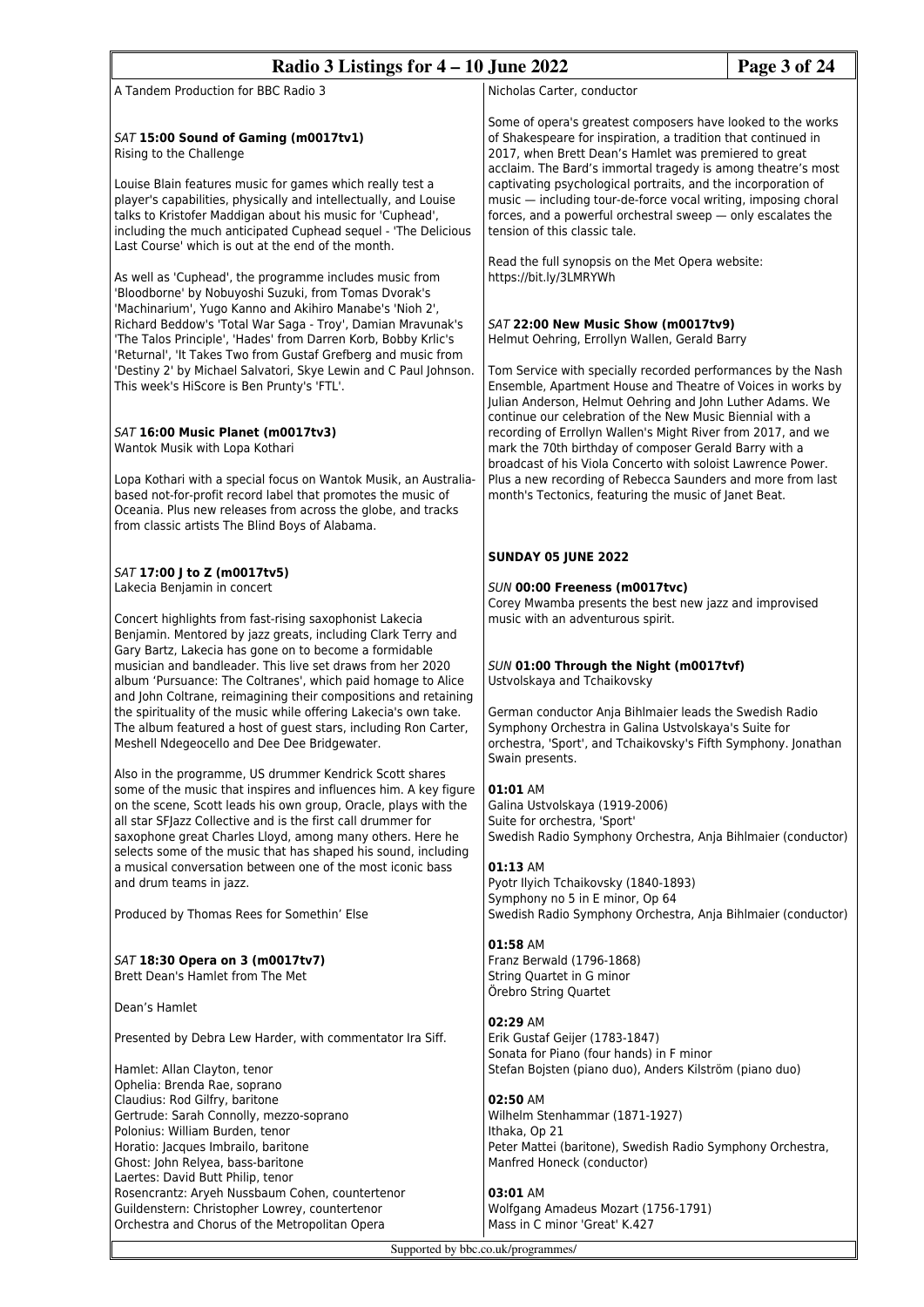A Tandem Production for BBC Radio 3

*SAT* **15:00 Sound of Gaming (m0017tv1)**
Rising to the Challenge

Louise Blain features music for games which really test a player's capabilities, physically and intellectually, and Louise talks to Kristofer Maddigan about his music for 'Cuphead', including the much anticipated Cuphead sequel - 'The Delicious Last Course' which is out at the end of the month.

As well as 'Cuphead', the programme includes music from 'Bloodborne' by Nobuyoshi Suzuki, from Tomas Dvorak's 'Machinarium', Yugo Kanno and Akihiro Manabe's 'Nioh 2', Richard Beddow's 'Total War Saga - Troy', Damian Mravunak's 'The Talos Principle', 'Hades' from Darren Korb, Bobby Krlic's 'Returnal', 'It Takes Two from Gustaf Grefberg and music from 'Destiny 2' by Michael Salvatori, Skye Lewin and C Paul Johnson. This week's HiScore is Ben Prunty's 'FTL'.

*SAT* **16:00 Music Planet (m0017tv3)**
Wantok Musik with Lopa Kothari

Lopa Kothari with a special focus on Wantok Musik, an Australia-based not-for-profit record label that promotes the music of Oceania. Plus new releases from across the globe, and tracks from classic artists The Blind Boys of Alabama.

*SAT* **17:00 J to Z (m0017tv5)**
Lakecia Benjamin in concert

Concert highlights from fast-rising saxophonist Lakecia Benjamin. Mentored by jazz greats, including Clark Terry and Gary Bartz, Lakecia has gone on to become a formidable musician and bandleader. This live set draws from her 2020 album 'Pursuance: The Coltranes', which paid homage to Alice and John Coltrane, reimagining their compositions and retaining the spirituality of the music while offering Lakecia's own take. The album featured a host of guest stars, including Ron Carter, Meshell Ndegeocello and Dee Dee Bridgewater.

Also in the programme, US drummer Kendrick Scott shares some of the music that inspires and influences him. A key figure on the scene, Scott leads his own group, Oracle, plays with the all star SFJazz Collective and is the first call drummer for saxophone great Charles Lloyd, among many others. Here he selects some of the music that has shaped his sound, including a musical conversation between one of the most iconic bass and drum teams in jazz.

Produced by Thomas Rees for Somethin' Else

*SAT* **18:30 Opera on 3 (m0017tv7)**
Brett Dean's Hamlet from The Met

Dean's Hamlet

Presented by Debra Lew Harder, with commentator Ira Siff.

Hamlet: Allan Clayton, tenor
Ophelia: Brenda Rae, soprano
Claudius: Rod Gilfry, baritone
Gertrude: Sarah Connolly, mezzo-soprano
Polonius: William Burden, tenor
Horatio: Jacques Imbrailo, baritone
Ghost: John Relyea, bass-baritone
Laertes: David Butt Philip, tenor
Rosencrantz: Aryeh Nussbaum Cohen, countertenor
Guildenstern: Christopher Lowrey, countertenor
Orchestra and Chorus of the Metropolitan Opera
Nicholas Carter, conductor

Some of opera's greatest composers have looked to the works of Shakespeare for inspiration, a tradition that continued in 2017, when Brett Dean's Hamlet was premiered to great acclaim. The Bard's immortal tragedy is among theatre's most captivating psychological portraits, and the incorporation of music — including tour-de-force vocal writing, imposing choral forces, and a powerful orchestral sweep — only escalates the tension of this classic tale.

Read the full synopsis on the Met Opera website: https://bit.ly/3LMRYWh

*SAT* **22:00 New Music Show (m0017tv9)**
Helmut Oehring, Errollyn Wallen, Gerald Barry

Tom Service with specially recorded performances by the Nash Ensemble, Apartment House and Theatre of Voices in works by Julian Anderson, Helmut Oehring and John Luther Adams. We continue our celebration of the New Music Biennial with a recording of Errollyn Wallen's Might River from 2017, and we mark the 70th birthday of composer Gerald Barry with a broadcast of his Viola Concerto with soloist Lawrence Power. Plus a new recording of Rebecca Saunders and more from last month's Tectonics, featuring the music of Janet Beat.

## SUNDAY 05 JUNE 2022

*SUN* **00:00 Freeness (m0017tvc)**
Corey Mwamba presents the best new jazz and improvised music with an adventurous spirit.

*SUN* **01:00 Through the Night (m0017tvf)**
Ustvolskaya and Tchaikovsky

German conductor Anja Bihlmaier leads the Swedish Radio Symphony Orchestra in Galina Ustvolskaya's Suite for orchestra, 'Sport', and Tchaikovsky's Fifth Symphony. Jonathan Swain presents.

**01:01** AM
Galina Ustvolskaya (1919-2006)
Suite for orchestra, 'Sport'
Swedish Radio Symphony Orchestra, Anja Bihlmaier (conductor)

**01:13** AM
Pyotr Ilyich Tchaikovsky (1840-1893)
Symphony no 5 in E minor, Op 64
Swedish Radio Symphony Orchestra, Anja Bihlmaier (conductor)

**01:58** AM
Franz Berwald (1796-1868)
String Quartet in G minor
Örebro String Quartet

**02:29** AM
Erik Gustaf Geijer (1783-1847)
Sonata for Piano (four hands) in F minor
Stefan Bojsten (piano duo), Anders Kilström (piano duo)

**02:50** AM
Wilhelm Stenhammar (1871-1927)
Ithaka, Op 21
Peter Mattei (baritone), Swedish Radio Symphony Orchestra, Manfred Honeck (conductor)

**03:01** AM
Wolfgang Amadeus Mozart (1756-1791)
Mass in C minor 'Great' K.427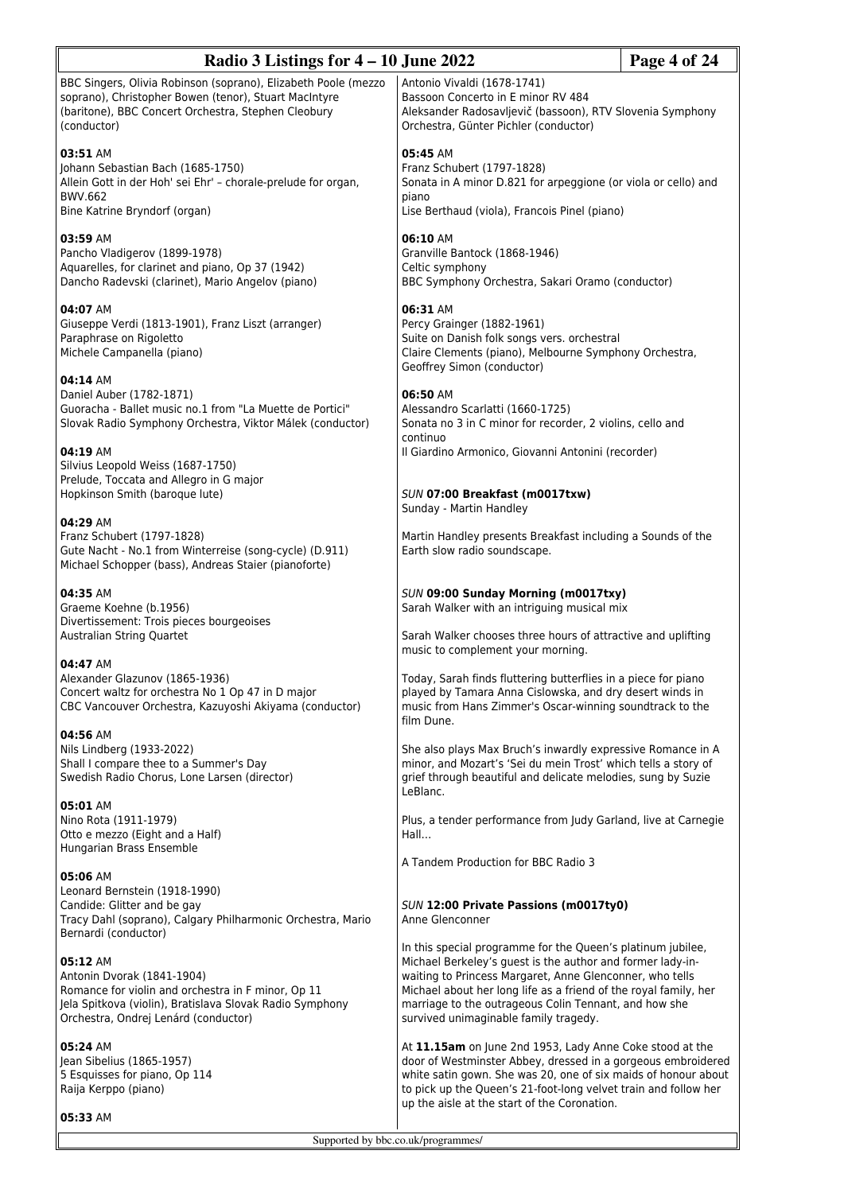BBC Singers, Olivia Robinson (soprano), Elizabeth Poole (mezzo soprano), Christopher Bowen (tenor), Stuart MacIntyre (baritone), BBC Concert Orchestra, Stephen Cleobury (conductor)

**03:51** AM
Johann Sebastian Bach (1685-1750)
Allein Gott in der Hoh' sei Ehr' – chorale-prelude for organ, BWV.662
Bine Katrine Bryndorf (organ)

**03:59** AM
Pancho Vladigerov (1899-1978)
Aquarelles, for clarinet and piano, Op 37 (1942)
Dancho Radevski (clarinet), Mario Angelov (piano)

**04:07** AM
Giuseppe Verdi (1813-1901), Franz Liszt (arranger)
Paraphrase on Rigoletto
Michele Campanella (piano)

**04:14** AM
Daniel Auber (1782-1871)
Guoracha - Ballet music no.1 from "La Muette de Portici"
Slovak Radio Symphony Orchestra, Viktor Málek (conductor)

**04:19** AM
Silvius Leopold Weiss (1687-1750)
Prelude, Toccata and Allegro in G major
Hopkinson Smith (baroque lute)

**04:29** AM
Franz Schubert (1797-1828)
Gute Nacht - No.1 from Winterreise (song-cycle) (D.911)
Michael Schopper (bass), Andreas Staier (pianoforte)

**04:35** AM
Graeme Koehne (b.1956)
Divertissement: Trois pieces bourgeoises
Australian String Quartet

**04:47** AM
Alexander Glazunov (1865-1936)
Concert waltz for orchestra No 1 Op 47 in D major
CBC Vancouver Orchestra, Kazuyoshi Akiyama (conductor)

**04:56** AM
Nils Lindberg (1933-2022)
Shall I compare thee to a Summer's Day
Swedish Radio Chorus, Lone Larsen (director)

**05:01** AM
Nino Rota (1911-1979)
Otto e mezzo (Eight and a Half)
Hungarian Brass Ensemble

**05:06** AM
Leonard Bernstein (1918-1990)
Candide: Glitter and be gay
Tracy Dahl (soprano), Calgary Philharmonic Orchestra, Mario Bernardi (conductor)

**05:12** AM
Antonin Dvorak (1841-1904)
Romance for violin and orchestra in F minor, Op 11
Jela Spitkova (violin), Bratislava Slovak Radio Symphony Orchestra, Ondrej Lenárd (conductor)

**05:24** AM
Jean Sibelius (1865-1957)
5 Esquisses for piano, Op 114
Raija Kerppo (piano)

**05:33** AM
Antonio Vivaldi (1678-1741)
Bassoon Concerto in E minor RV 484
Aleksander Radosavljevič (bassoon), RTV Slovenia Symphony Orchestra, Günter Pichler (conductor)

**05:45** AM
Franz Schubert (1797-1828)
Sonata in A minor D.821 for arpeggione (or viola or cello) and piano
Lise Berthaud (viola), Francois Pinel (piano)

**06:10** AM
Granville Bantock (1868-1946)
Celtic symphony
BBC Symphony Orchestra, Sakari Oramo (conductor)

**06:31** AM
Percy Grainger (1882-1961)
Suite on Danish folk songs vers. orchestral
Claire Clements (piano), Melbourne Symphony Orchestra, Geoffrey Simon (conductor)

**06:50** AM
Alessandro Scarlatti (1660-1725)
Sonata no 3 in C minor for recorder, 2 violins, cello and continuo
Il Giardino Armonico, Giovanni Antonini (recorder)

*SUN* **07:00 Breakfast (m0017txw)**
Sunday - Martin Handley

Martin Handley presents Breakfast including a Sounds of the Earth slow radio soundscape.

*SUN* **09:00 Sunday Morning (m0017txy)**
Sarah Walker with an intriguing musical mix

Sarah Walker chooses three hours of attractive and uplifting music to complement your morning.

Today, Sarah finds fluttering butterflies in a piece for piano played by Tamara Anna Cislowska, and dry desert winds in music from Hans Zimmer's Oscar-winning soundtrack to the film Dune.

She also plays Max Bruch's inwardly expressive Romance in A minor, and Mozart's 'Sei du mein Trost' which tells a story of grief through beautiful and delicate melodies, sung by Suzie LeBlanc.

Plus, a tender performance from Judy Garland, live at Carnegie Hall...

A Tandem Production for BBC Radio 3

*SUN* **12:00 Private Passions (m0017ty0)**
Anne Glenconner

In this special programme for the Queen's platinum jubilee, Michael Berkeley's guest is the author and former lady-in-waiting to Princess Margaret, Anne Glenconner, who tells Michael about her long life as a friend of the royal family, her marriage to the outrageous Colin Tennant, and how she survived unimaginable family tragedy.

At **11.15am** on June 2nd 1953, Lady Anne Coke stood at the door of Westminster Abbey, dressed in a gorgeous embroidered white satin gown. She was 20, one of six maids of honour about to pick up the Queen's 21-foot-long velvet train and follow her up the aisle at the start of the Coronation.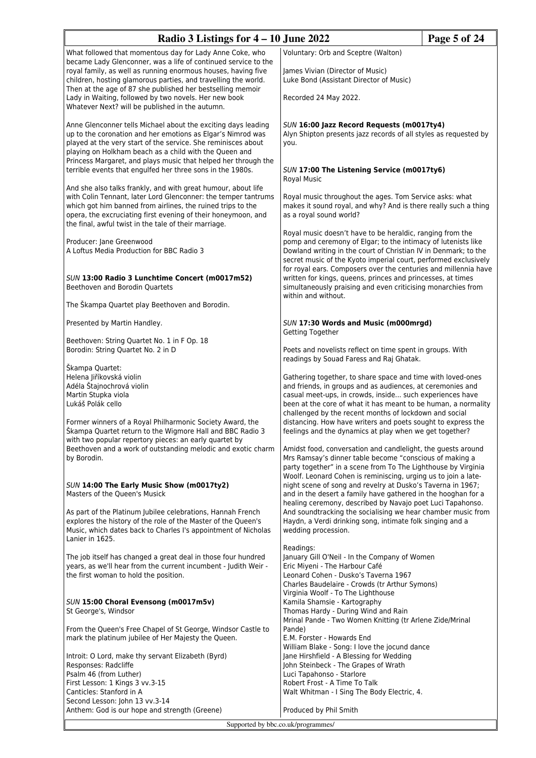What followed that momentous day for Lady Anne Coke, who became Lady Glenconner, was a life of continued service to the royal family, as well as running enormous houses, having five children, hosting glamorous parties, and travelling the world. Then at the age of 87 she published her bestselling memoir Lady in Waiting, followed by two novels. Her new book Whatever Next? will be published in the autumn.

Anne Glenconner tells Michael about the exciting days leading up to the coronation and her emotions as Elgar's Nimrod was played at the very start of the service. She reminisces about playing on Holkham beach as a child with the Queen and Princess Margaret, and plays music that helped her through the terrible events that engulfed her three sons in the 1980s.

And she also talks frankly, and with great humour, about life with Colin Tennant, later Lord Glenconner: the temper tantrums which got him banned from airlines, the ruined trips to the opera, the excruciating first evening of their honeymoon, and the final, awful twist in the tale of their marriage.

Producer: Jane Greenwood
A Loftus Media Production for BBC Radio 3

### *SUN* **13:00 Radio 3 Lunchtime Concert (m0017m52)**
Beethoven and Borodin Quartets

The Škampa Quartet play Beethoven and Borodin.

Presented by Martin Handley.

Beethoven: String Quartet No. 1 in F Op. 18
Borodin: String Quartet No. 2 in D

Škampa Quartet:
Helena Jiříkovská violin
Adéla Štajnochrová violin
Martin Stupka viola
Lukáš Polák cello

Former winners of a Royal Philharmonic Society Award, the Škampa Quartet return to the Wigmore Hall and BBC Radio 3 with two popular repertory pieces: an early quartet by Beethoven and a work of outstanding melodic and exotic charm by Borodin.

### *SUN* **14:00 The Early Music Show (m0017ty2)**
Masters of the Queen's Musick

As part of the Platinum Jubilee celebrations, Hannah French explores the history of the role of the Master of the Queen's Music, which dates back to Charles I's appointment of Nicholas Lanier in 1625.

The job itself has changed a great deal in those four hundred years, as we'll hear from the current incumbent - Judith Weir - the first woman to hold the position.

### *SUN* **15:00 Choral Evensong (m0017m5v)**
St George's, Windsor

From the Queen's Free Chapel of St George, Windsor Castle to mark the platinum jubilee of Her Majesty the Queen.

Introit: O Lord, make thy servant Elizabeth (Byrd)
Responses: Radcliffe
Psalm 46 (from Luther)
First Lesson: 1 Kings 3 vv.3-15
Canticles: Stanford in A
Second Lesson: John 13 vv.3-14
Anthem: God is our hope and strength (Greene)
Voluntary: Orb and Sceptre (Walton)

James Vivian (Director of Music)
Luke Bond (Assistant Director of Music)

Recorded 24 May 2022.

### *SUN* **16:00 Jazz Record Requests (m0017ty4)**
Alyn Shipton presents jazz records of all styles as requested by you.

### *SUN* **17:00 The Listening Service (m0017ty6)**
Royal Music

Royal music throughout the ages. Tom Service asks: what makes it sound royal, and why? And is there really such a thing as a royal sound world?

Royal music doesn't have to be heraldic, ranging from the pomp and ceremony of Elgar; to the intimacy of lutenists like Dowland writing in the court of Christian IV in Denmark; to the secret music of the Kyoto imperial court, performed exclusively for royal ears. Composers over the centuries and millennia have written for kings, queens, princes and princesses, at times simultaneously praising and even criticising monarchies from within and without.

### *SUN* **17:30 Words and Music (m000mrgd)**
Getting Together

Poets and novelists reflect on time spent in groups. With readings by Souad Faress and Raj Ghatak.

Gathering together, to share space and time with loved-ones and friends, in groups and as audiences, at ceremonies and casual meet-ups, in crowds, inside... such experiences have been at the core of what it has meant to be human, a normality challenged by the recent months of lockdown and social distancing. How have writers and poets sought to express the feelings and the dynamics at play when we get together?

Amidst food, conversation and candlelight, the guests around Mrs Ramsay's dinner table become "conscious of making a party together" in a scene from To The Lighthouse by Virginia Woolf. Leonard Cohen is reminiscing, urging us to join a late-night scene of song and revelry at Dusko's Taverna in 1967; and in the desert a family have gathered in the hooghan for a healing ceremony, described by Navajo poet Luci Tapahonso. And soundtracking the socialising we hear chamber music from Haydn, a Verdi drinking song, intimate folk singing and a wedding procession.

Readings:
January Gill O'Neil - In the Company of Women
Eric Miyeni - The Harbour Café
Leonard Cohen - Dusko's Taverna 1967
Charles Baudelaire - Crowds (tr Arthur Symons)
Virginia Woolf - To The Lighthouse
Kamila Shamsie - Kartography
Thomas Hardy - During Wind and Rain
Mrinal Pande - Two Women Knitting (tr Arlene Zide/Mrinal Pande)
E.M. Forster - Howards End
William Blake - Song: I love the jocund dance
Jane Hirshfield - A Blessing for Wedding
John Steinbeck - The Grapes of Wrath
Luci Tapahonso - Starlore
Robert Frost - A Time To Talk
Walt Whitman - I Sing The Body Electric, 4.

Produced by Phil Smith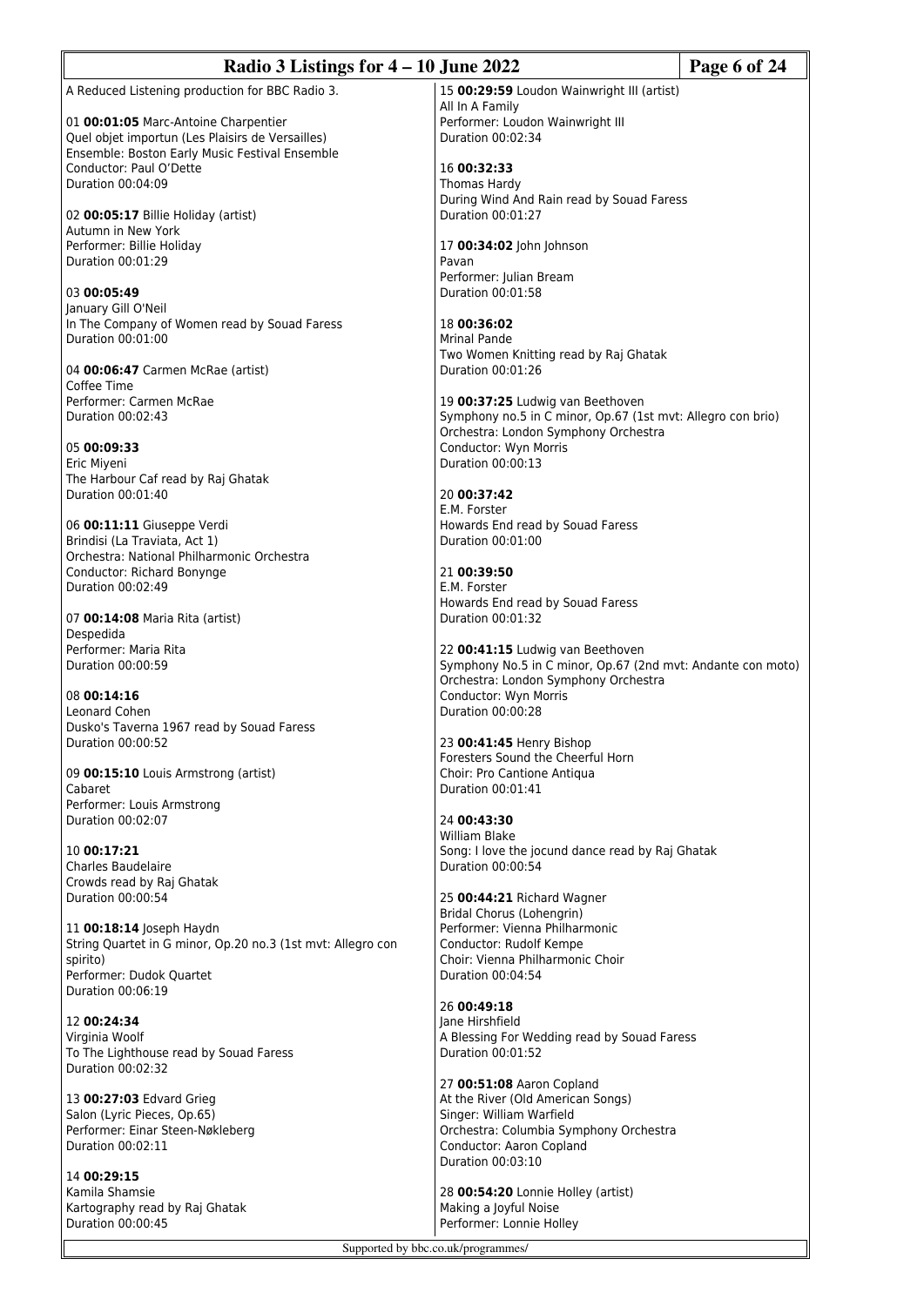A Reduced Listening production for BBC Radio 3.

01 **00:01:05** Marc-Antoine Charpentier
Quel objet importun (Les Plaisirs de Versailles)
Ensemble: Boston Early Music Festival Ensemble
Conductor: Paul O'Dette
Duration 00:04:09

02 **00:05:17** Billie Holiday (artist)
Autumn in New York
Performer: Billie Holiday
Duration 00:01:29

03 **00:05:49**
January Gill O'Neil
In The Company of Women read by Souad Faress
Duration 00:01:00

04 **00:06:47** Carmen McRae (artist)
Coffee Time
Performer: Carmen McRae
Duration 00:02:43

05 **00:09:33**
Eric Miyeni
The Harbour Caf read by Raj Ghatak
Duration 00:01:40

06 **00:11:11** Giuseppe Verdi
Brindisi (La Traviata, Act 1)
Orchestra: National Philharmonic Orchestra
Conductor: Richard Bonynge
Duration 00:02:49

07 **00:14:08** Maria Rita (artist)
Despedida
Performer: Maria Rita
Duration 00:00:59

08 **00:14:16**
Leonard Cohen
Dusko's Taverna 1967 read by Souad Faress
Duration 00:00:52

09 **00:15:10** Louis Armstrong (artist)
Cabaret
Performer: Louis Armstrong
Duration 00:02:07

10 **00:17:21**
Charles Baudelaire
Crowds read by Raj Ghatak
Duration 00:00:54

11 **00:18:14** Joseph Haydn
String Quartet in G minor, Op.20 no.3 (1st mvt: Allegro con spirito)
Performer: Dudok Quartet
Duration 00:06:19

12 **00:24:34**
Virginia Woolf
To The Lighthouse read by Souad Faress
Duration 00:02:32

13 **00:27:03** Edvard Grieg
Salon (Lyric Pieces, Op.65)
Performer: Einar Steen-Nøkleberg
Duration 00:02:11

14 **00:29:15**
Kamila Shamsie
Kartography read by Raj Ghatak
Duration 00:00:45

15 **00:29:59** Loudon Wainwright III (artist)
All In A Family
Performer: Loudon Wainwright III
Duration 00:02:34

16 **00:32:33**
Thomas Hardy
During Wind And Rain read by Souad Faress
Duration 00:01:27

17 **00:34:02** John Johnson
Pavan
Performer: Julian Bream
Duration 00:01:58

18 **00:36:02**
Mrinal Pande
Two Women Knitting read by Raj Ghatak
Duration 00:01:26

19 **00:37:25** Ludwig van Beethoven
Symphony no.5 in C minor, Op.67 (1st mvt: Allegro con brio)
Orchestra: London Symphony Orchestra
Conductor: Wyn Morris
Duration 00:00:13

20 **00:37:42**
E.M. Forster
Howards End read by Souad Faress
Duration 00:01:00

21 **00:39:50**
E.M. Forster
Howards End read by Souad Faress
Duration 00:01:32

22 **00:41:15** Ludwig van Beethoven
Symphony No.5 in C minor, Op.67 (2nd mvt: Andante con moto)
Orchestra: London Symphony Orchestra
Conductor: Wyn Morris
Duration 00:00:28

23 **00:41:45** Henry Bishop
Foresters Sound the Cheerful Horn
Choir: Pro Cantione Antiqua
Duration 00:01:41

24 **00:43:30**
William Blake
Song: I love the jocund dance read by Raj Ghatak
Duration 00:00:54

25 **00:44:21** Richard Wagner
Bridal Chorus (Lohengrin)
Performer: Vienna Philharmonic
Conductor: Rudolf Kempe
Choir: Vienna Philharmonic Choir
Duration 00:04:54

26 **00:49:18**
Jane Hirshfield
A Blessing For Wedding read by Souad Faress
Duration 00:01:52

27 **00:51:08** Aaron Copland
At the River (Old American Songs)
Singer: William Warfield
Orchestra: Columbia Symphony Orchestra
Conductor: Aaron Copland
Duration 00:03:10

28 **00:54:20** Lonnie Holley (artist)
Making a Joyful Noise
Performer: Lonnie Holley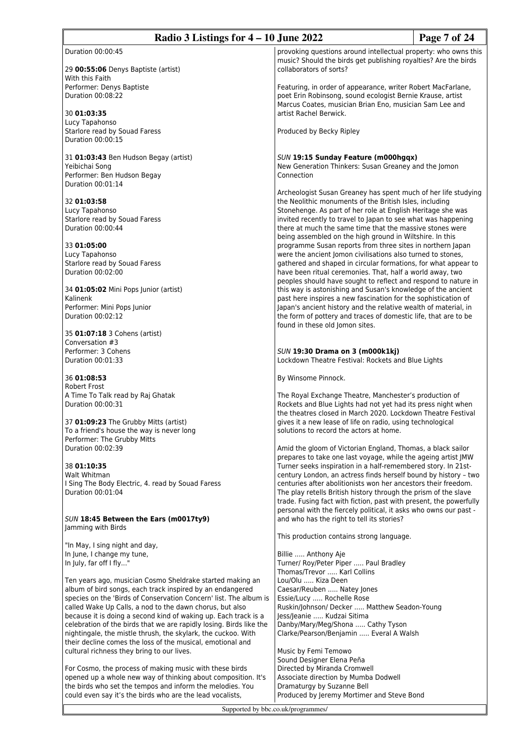Duration 00:00:45

29 **00:55:06** Denys Baptiste (artist)
With this Faith
Performer: Denys Baptiste
Duration 00:08:22

30 **01:03:35**
Lucy Tapahonso
Starlore read by Souad Faress
Duration 00:00:15

31 **01:03:43** Ben Hudson Begay (artist)
Yeibichai Song
Performer: Ben Hudson Begay
Duration 00:01:14

32 **01:03:58**
Lucy Tapahonso
Starlore read by Souad Faress
Duration 00:00:44

33 **01:05:00**
Lucy Tapahonso
Starlore read by Souad Faress
Duration 00:02:00

34 **01:05:02** Mini Pops Junior (artist)
Kalinenk
Performer: Mini Pops Junior
Duration 00:02:12

35 **01:07:18** 3 Cohens (artist)
Conversation #3
Performer: 3 Cohens
Duration 00:01:33

36 **01:08:53**
Robert Frost
A Time To Talk read by Raj Ghatak
Duration 00:00:31

37 **01:09:23** The Grubby Mitts (artist)
To a friend's house the way is never long
Performer: The Grubby Mitts
Duration 00:02:39

38 **01:10:35**
Walt Whitman
I Sing The Body Electric, 4. read by Souad Faress
Duration 00:01:04

*SUN* **18:45 Between the Ears (m0017ty9)**
Jamming with Birds

"In May, I sing night and day,
In June, I change my tune,
In July, far off I fly..."

Ten years ago, musician Cosmo Sheldrake started making an album of bird songs, each track inspired by an endangered species on the 'Birds of Conservation Concern' list. The album is called Wake Up Calls, a nod to the dawn chorus, but also because it is doing a second kind of waking up. Each track is a celebration of the birds that we are rapidly losing. Birds like the nightingale, the mistle thrush, the skylark, the cuckoo. With their decline comes the loss of the musical, emotional and cultural richness they bring to our lives.

For Cosmo, the process of making music with these birds opened up a whole new way of thinking about composition. It's the birds who set the tempos and inform the melodies. You could even say it's the birds who are the lead vocalists, provoking questions around intellectual property: who owns this music? Should the birds get publishing royalties? Are the birds collaborators of sorts?

Featuring, in order of appearance, writer Robert MacFarlane, poet Erin Robinsong, sound ecologist Bernie Krause, artist Marcus Coates, musician Brian Eno, musician Sam Lee and artist Rachel Berwick.

Produced by Becky Ripley

*SUN* **19:15 Sunday Feature (m000hgqx)**
New Generation Thinkers: Susan Greaney and the Jomon Connection

Archeologist Susan Greaney has spent much of her life studying the Neolithic monuments of the British Isles, including Stonehenge. As part of her role at English Heritage she was invited recently to travel to Japan to see what was happening there at much the same time that the massive stones were being assembled on the high ground in Wiltshire. In this programme Susan reports from three sites in northern Japan were the ancient Jomon civilisations also turned to stones, gathered and shaped in circular formations, for what appear to have been ritual ceremonies. That, half a world away, two peoples should have sought to reflect and respond to nature in this way is astonishing and Susan's knowledge of the ancient past here inspires a new fascination for the sophistication of Japan's ancient history and the relative wealth of material, in the form of pottery and traces of domestic life, that are to be found in these old Jomon sites.

*SUN* **19:30 Drama on 3 (m000k1kj)**
Lockdown Theatre Festival: Rockets and Blue Lights

By Winsome Pinnock.

The Royal Exchange Theatre, Manchester's production of Rockets and Blue Lights had not yet had its press night when the theatres closed in March 2020. Lockdown Theatre Festival gives it a new lease of life on radio, using technological solutions to record the actors at home.

Amid the gloom of Victorian England, Thomas, a black sailor prepares to take one last voyage, while the ageing artist JMW Turner seeks inspiration in a half-remembered story. In 21st-century London, an actress finds herself bound by history – two centuries after abolitionists won her ancestors their freedom. The play retells British history through the prism of the slave trade. Fusing fact with fiction, past with present, the powerfully personal with the fiercely political, it asks who owns our past - and who has the right to tell its stories?

This production contains strong language.

Billie ..... Anthony Aje
Turner/ Roy/Peter Piper ..... Paul Bradley
Thomas/Trevor ..... Karl Collins
Lou/Olu ..... Kiza Deen
Caesar/Reuben ..... Natey Jones
Essie/Lucy ..... Rochelle Rose
Ruskin/Johnson/ Decker ..... Matthew Seadon-Young
Jess/Jeanie ..... Kudzai Sitima
Danby/Mary/Meg/Shona ..... Cathy Tyson
Clarke/Pearson/Benjamin ..... Everal A Walsh

Music by Femi Temowo
Sound Designer Elena Peña
Directed by Miranda Cromwell
Associate direction by Mumba Dodwell
Dramaturgy by Suzanne Bell
Produced by Jeremy Mortimer and Steve Bond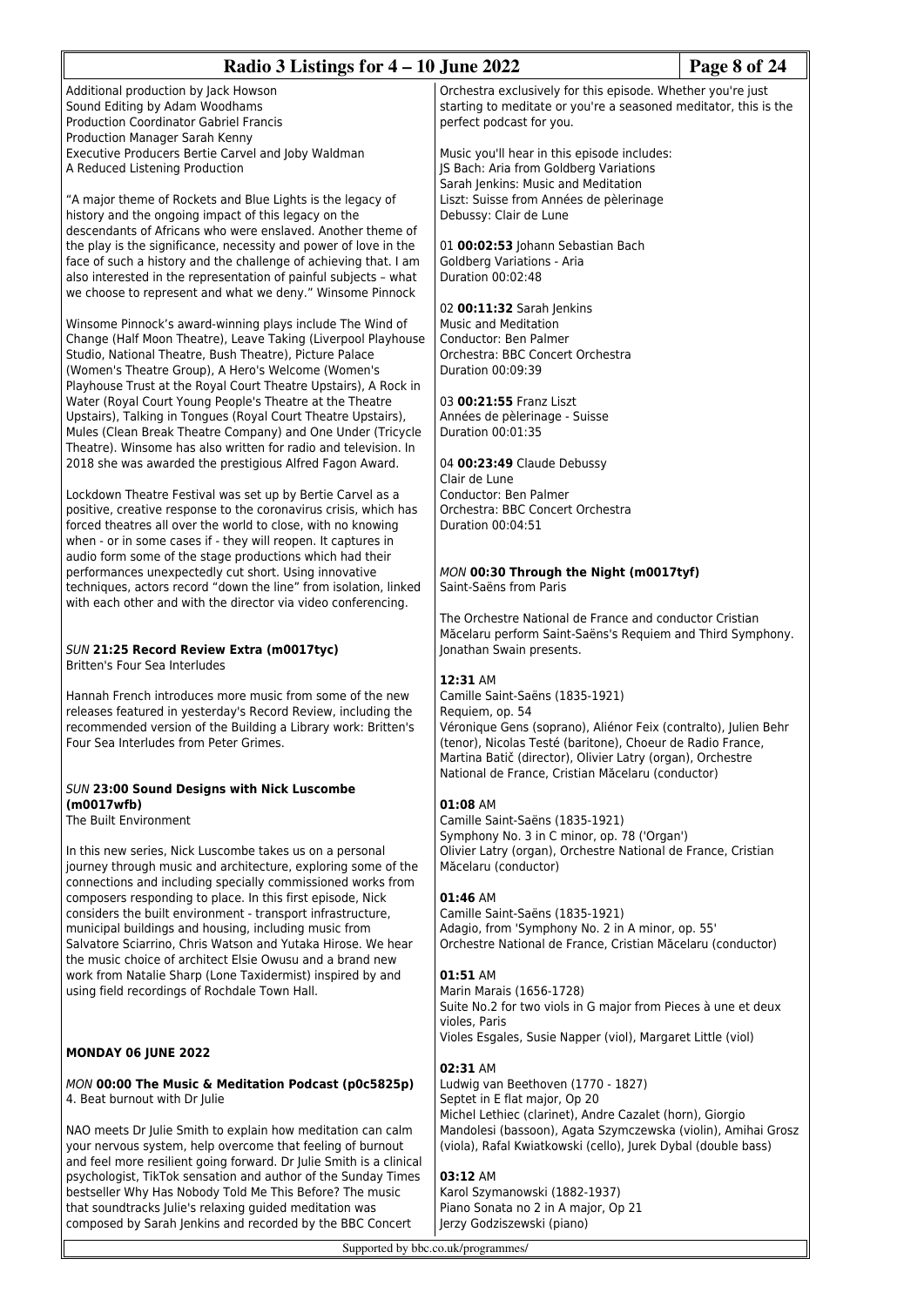Additional production by Jack Howson
Sound Editing by Adam Woodhams
Production Coordinator Gabriel Francis
Production Manager Sarah Kenny
Executive Producers Bertie Carvel and Joby Waldman
A Reduced Listening Production

"A major theme of Rockets and Blue Lights is the legacy of history and the ongoing impact of this legacy on the descendants of Africans who were enslaved. Another theme of the play is the significance, necessity and power of love in the face of such a history and the challenge of achieving that. I am also interested in the representation of painful subjects – what we choose to represent and what we deny." Winsome Pinnock

Winsome Pinnock's award-winning plays include The Wind of Change (Half Moon Theatre), Leave Taking (Liverpool Playhouse Studio, National Theatre, Bush Theatre), Picture Palace (Women's Theatre Group), A Hero's Welcome (Women's Playhouse Trust at the Royal Court Theatre Upstairs), A Rock in Water (Royal Court Young People's Theatre at the Theatre Upstairs), Talking in Tongues (Royal Court Theatre Upstairs), Mules (Clean Break Theatre Company) and One Under (Tricycle Theatre). Winsome has also written for radio and television. In 2018 she was awarded the prestigious Alfred Fagon Award.

Lockdown Theatre Festival was set up by Bertie Carvel as a positive, creative response to the coronavirus crisis, which has forced theatres all over the world to close, with no knowing when - or in some cases if - they will reopen. It captures in audio form some of the stage productions which had their performances unexpectedly cut short. Using innovative techniques, actors record "down the line" from isolation, linked with each other and with the director via video conferencing.

### *SUN* **21:25 Record Review Extra (m0017tyc)**
Britten's Four Sea Interludes

Hannah French introduces more music from some of the new releases featured in yesterday's Record Review, including the recommended version of the Building a Library work: Britten's Four Sea Interludes from Peter Grimes.

### *SUN* **23:00 Sound Designs with Nick Luscombe (m0017wfb)**
The Built Environment

In this new series, Nick Luscombe takes us on a personal journey through music and architecture, exploring some of the connections and including specially commissioned works from composers responding to place. In this first episode, Nick considers the built environment - transport infrastructure, municipal buildings and housing, including music from Salvatore Sciarrino, Chris Watson and Yutaka Hirose. We hear the music choice of architect Elsie Owusu and a brand new work from Natalie Sharp (Lone Taxidermist) inspired by and using field recordings of Rochdale Town Hall.

## MONDAY 06 JUNE 2022

### *MON* **00:00 The Music & Meditation Podcast (p0c5825p)**
4. Beat burnout with Dr Julie

NAO meets Dr Julie Smith to explain how meditation can calm your nervous system, help overcome that feeling of burnout and feel more resilient going forward. Dr Julie Smith is a clinical psychologist, TikTok sensation and author of the Sunday Times bestseller Why Has Nobody Told Me This Before? The music that soundtracks Julie's relaxing guided meditation was composed by Sarah Jenkins and recorded by the BBC Concert Orchestra exclusively for this episode. Whether you're just starting to meditate or you're a seasoned meditator, this is the perfect podcast for you.

Music you'll hear in this episode includes:
JS Bach: Aria from Goldberg Variations
Sarah Jenkins: Music and Meditation
Liszt: Suisse from Années de pèlerinage
Debussy: Clair de Lune

01 **00:02:53** Johann Sebastian Bach
Goldberg Variations - Aria
Duration 00:02:48

02 **00:11:32** Sarah Jenkins
Music and Meditation
Conductor: Ben Palmer
Orchestra: BBC Concert Orchestra
Duration 00:09:39

03 **00:21:55** Franz Liszt
Années de pèlerinage - Suisse
Duration 00:01:35

04 **00:23:49** Claude Debussy
Clair de Lune
Conductor: Ben Palmer
Orchestra: BBC Concert Orchestra
Duration 00:04:51

### *MON* **00:30 Through the Night (m0017tyf)**
Saint-Saëns from Paris

The Orchestre National de France and conductor Cristian Măcelaru perform Saint-Saëns's Requiem and Third Symphony. Jonathan Swain presents.

**12:31** AM
Camille Saint-Saëns (1835-1921)
Requiem, op. 54
Véronique Gens (soprano), Aliénor Feix (contralto), Julien Behr (tenor), Nicolas Testé (baritone), Choeur de Radio France, Martina Batič (director), Olivier Latry (organ), Orchestre National de France, Cristian Măcelaru (conductor)

**01:08** AM
Camille Saint-Saëns (1835-1921)
Symphony No. 3 in C minor, op. 78 ('Organ')
Olivier Latry (organ), Orchestre National de France, Cristian Măcelaru (conductor)

**01:46** AM
Camille Saint-Saëns (1835-1921)
Adagio, from 'Symphony No. 2 in A minor, op. 55'
Orchestre National de France, Cristian Măcelaru (conductor)

**01:51** AM
Marin Marais (1656-1728)
Suite No.2 for two viols in G major from Pieces à une et deux violes, Paris
Violes Esgales, Susie Napper (viol), Margaret Little (viol)

**02:31** AM
Ludwig van Beethoven (1770 - 1827)
Septet in E flat major, Op 20
Michel Lethiec (clarinet), Andre Cazalet (horn), Giorgio Mandolesi (bassoon), Agata Szymczewska (violin), Amihai Grosz (viola), Rafal Kwiatkowski (cello), Jurek Dybal (double bass)

**03:12** AM
Karol Szymanowski (1882-1937)
Piano Sonata no 2 in A major, Op 21
Jerzy Godziszewski (piano)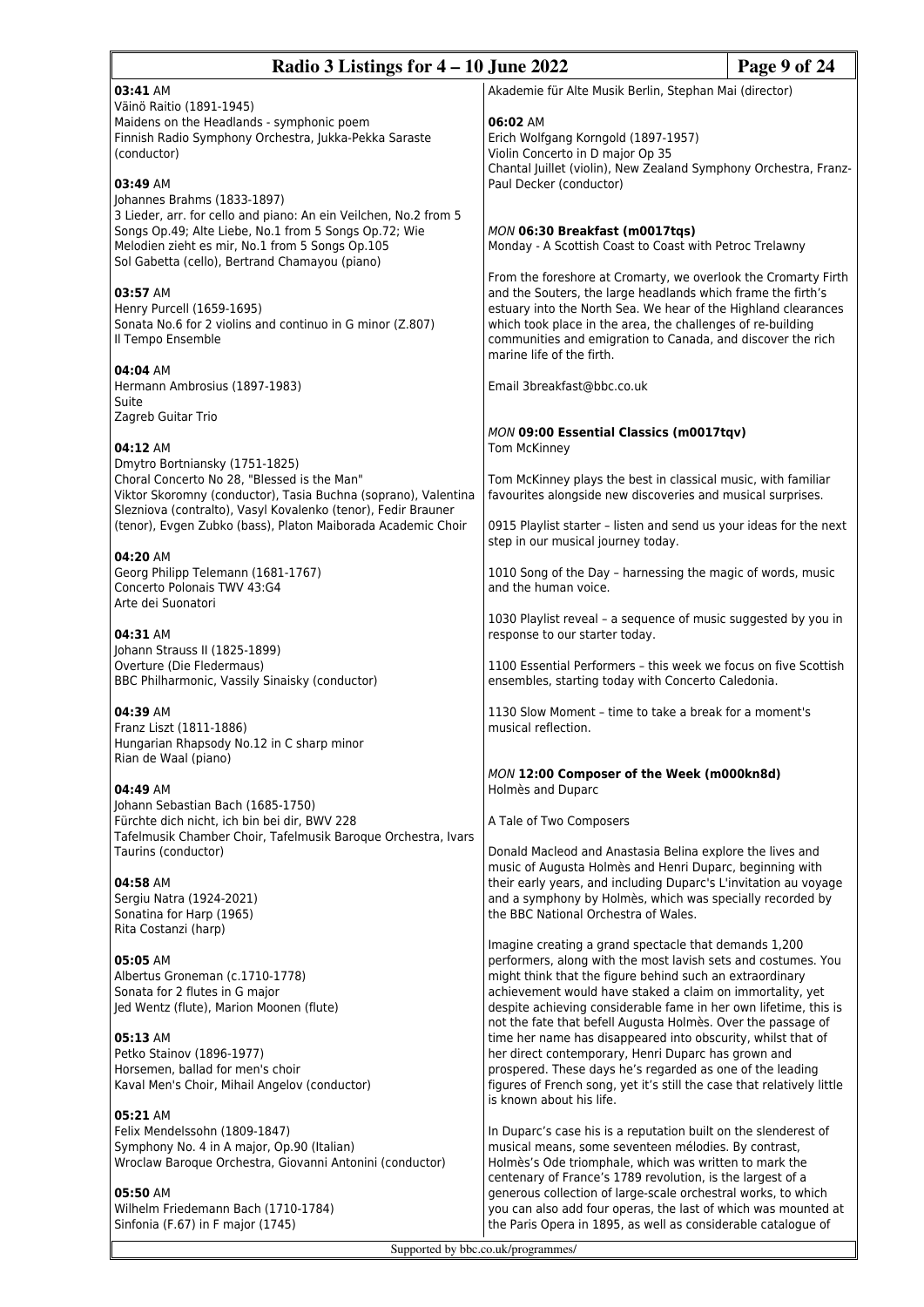**03:41** AM
Väinö Raitio (1891-1945)
Maidens on the Headlands - symphonic poem
Finnish Radio Symphony Orchestra, Jukka-Pekka Saraste (conductor)

**03:49** AM
Johannes Brahms (1833-1897)
3 Lieder, arr. for cello and piano: An ein Veilchen, No.2 from 5 Songs Op.49; Alte Liebe, No.1 from 5 Songs Op.72; Wie Melodien zieht es mir, No.1 from 5 Songs Op.105
Sol Gabetta (cello), Bertrand Chamayou (piano)

**03:57** AM
Henry Purcell (1659-1695)
Sonata No.6 for 2 violins and continuo in G minor (Z.807)
Il Tempo Ensemble

**04:04** AM
Hermann Ambrosius (1897-1983)
Suite
Zagreb Guitar Trio

**04:12** AM
Dmytro Bortniansky (1751-1825)
Choral Concerto No 28, "Blessed is the Man"
Viktor Skoromny (conductor), Tasia Buchna (soprano), Valentina Slezniova (contralto), Vasyl Kovalenko (tenor), Fedir Brauner (tenor), Evgen Zubko (bass), Platon Maiborada Academic Choir

**04:20** AM
Georg Philipp Telemann (1681-1767)
Concerto Polonais TWV 43:G4
Arte dei Suonatori

**04:31** AM
Johann Strauss II (1825-1899)
Overture (Die Fledermaus)
BBC Philharmonic, Vassily Sinaisky (conductor)

**04:39** AM
Franz Liszt (1811-1886)
Hungarian Rhapsody No.12 in C sharp minor
Rian de Waal (piano)

**04:49** AM
Johann Sebastian Bach (1685-1750)
Fürchte dich nicht, ich bin bei dir, BWV 228
Tafelmusik Chamber Choir, Tafelmusik Baroque Orchestra, Ivars Taurins (conductor)

**04:58** AM
Sergiu Natra (1924-2021)
Sonatina for Harp (1965)
Rita Costanzi (harp)

**05:05** AM
Albertus Groneman (c.1710-1778)
Sonata for 2 flutes in G major
Jed Wentz (flute), Marion Moonen (flute)

**05:13** AM
Petko Stainov (1896-1977)
Horsemen, ballad for men's choir
Kaval Men's Choir, Mihail Angelov (conductor)

**05:21** AM
Felix Mendelssohn (1809-1847)
Symphony No. 4 in A major, Op.90 (Italian)
Wroclaw Baroque Orchestra, Giovanni Antonini (conductor)

**05:50** AM
Wilhelm Friedemann Bach (1710-1784)
Sinfonia (F.67) in F major (1745)
Akademie für Alte Musik Berlin, Stephan Mai (director)

**06:02** AM
Erich Wolfgang Korngold (1897-1957)
Violin Concerto in D major Op 35
Chantal Juillet (violin), New Zealand Symphony Orchestra, Franz-Paul Decker (conductor)

*MON* **06:30 Breakfast (m0017tqs)**
Monday - A Scottish Coast to Coast with Petroc Trelawny

From the foreshore at Cromarty, we overlook the Cromarty Firth and the Souters, the large headlands which frame the firth's estuary into the North Sea. We hear of the Highland clearances which took place in the area, the challenges of re-building communities and emigration to Canada, and discover the rich marine life of the firth.

Email 3breakfast@bbc.co.uk

*MON* **09:00 Essential Classics (m0017tqv)**
Tom McKinney

Tom McKinney plays the best in classical music, with familiar favourites alongside new discoveries and musical surprises.

0915 Playlist starter – listen and send us your ideas for the next step in our musical journey today.

1010 Song of the Day – harnessing the magic of words, music and the human voice.

1030 Playlist reveal – a sequence of music suggested by you in response to our starter today.

1100 Essential Performers – this week we focus on five Scottish ensembles, starting today with Concerto Caledonia.

1130 Slow Moment – time to take a break for a moment's musical reflection.

*MON* **12:00 Composer of the Week (m000kn8d)**
Holmès and Duparc

A Tale of Two Composers

Donald Macleod and Anastasia Belina explore the lives and music of Augusta Holmès and Henri Duparc, beginning with their early years, and including Duparc's L'invitation au voyage and a symphony by Holmès, which was specially recorded by the BBC National Orchestra of Wales.

Imagine creating a grand spectacle that demands 1,200 performers, along with the most lavish sets and costumes. You might think that the figure behind such an extraordinary achievement would have staked a claim on immortality, yet despite achieving considerable fame in her own lifetime, this is not the fate that befell Augusta Holmès. Over the passage of time her name has disappeared into obscurity, whilst that of her direct contemporary, Henri Duparc has grown and prospered. These days he's regarded as one of the leading figures of French song, yet it's still the case that relatively little is known about his life.

In Duparc's case his is a reputation built on the slenderest of musical means, some seventeen mélodies. By contrast, Holmès's Ode triomphale, which was written to mark the centenary of France's 1789 revolution, is the largest of a generous collection of large-scale orchestral works, to which you can also add four operas, the last of which was mounted at the Paris Opera in 1895, as well as considerable catalogue of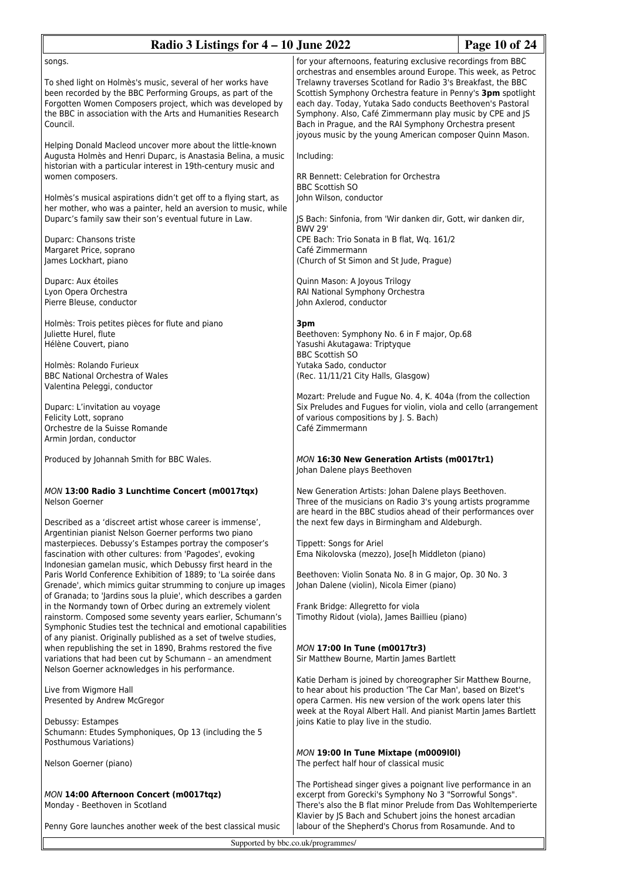songs.

To shed light on Holmès's music, several of her works have been recorded by the BBC Performing Groups, as part of the Forgotten Women Composers project, which was developed by the BBC in association with the Arts and Humanities Research Council.

Helping Donald Macleod uncover more about the little-known Augusta Holmès and Henri Duparc, is Anastasia Belina, a music historian with a particular interest in 19th-century music and women composers.

Holmès's musical aspirations didn't get off to a flying start, as her mother, who was a painter, held an aversion to music, while Duparc's family saw their son's eventual future in Law.

Duparc: Chansons triste
Margaret Price, soprano
James Lockhart, piano

Duparc: Aux étoiles
Lyon Opera Orchestra
Pierre Bleuse, conductor

Holmès: Trois petites pièces for flute and piano
Juliette Hurel, flute
Hélène Couvert, piano

Holmès: Rolando Furieux
BBC National Orchestra of Wales
Valentina Peleggi, conductor

Duparc: L'invitation au voyage
Felicity Lott, soprano
Orchestre de la Suisse Romande
Armin Jordan, conductor

Produced by Johannah Smith for BBC Wales.

### *MON* **13:00 Radio 3 Lunchtime Concert (m0017tqx)**
Nelson Goerner

Described as a 'discreet artist whose career is immense', Argentinian pianist Nelson Goerner performs two piano masterpieces. Debussy's Estampes portray the composer's fascination with other cultures: from 'Pagodes', evoking Indonesian gamelan music, which Debussy first heard in the Paris World Conference Exhibition of 1889; to 'La soirée dans Grenade', which mimics guitar strumming to conjure up images of Granada; to 'Jardins sous la pluie', which describes a garden in the Normandy town of Orbec during an extremely violent rainstorm. Composed some seventy years earlier, Schumann's Symphonic Studies test the technical and emotional capabilities of any pianist. Originally published as a set of twelve studies, when republishing the set in 1890, Brahms restored the five variations that had been cut by Schumann – an amendment Nelson Goerner acknowledges in his performance.

Live from Wigmore Hall
Presented by Andrew McGregor

Debussy: Estampes
Schumann: Etudes Symphoniques, Op 13 (including the 5 Posthumous Variations)

Nelson Goerner (piano)

### *MON* **14:00 Afternoon Concert (m0017tqz)**
Monday - Beethoven in Scotland

Penny Gore launches another week of the best classical music for your afternoons, featuring exclusive recordings from BBC orchestras and ensembles around Europe. This week, as Petroc Trelawny traverses Scotland for Radio 3's Breakfast, the BBC Scottish Symphony Orchestra feature in Penny's **3pm** spotlight each day. Today, Yutaka Sado conducts Beethoven's Pastoral Symphony. Also, Café Zimmermann play music by CPE and JS Bach in Prague, and the RAI Symphony Orchestra present joyous music by the young American composer Quinn Mason.

Including:

RR Bennett: Celebration for Orchestra
BBC Scottish SO
John Wilson, conductor

JS Bach: Sinfonia, from 'Wir danken dir, Gott, wir danken dir, BWV 29'
CPE Bach: Trio Sonata in B flat, Wq. 161/2
Café Zimmermann
(Church of St Simon and St Jude, Prague)

Quinn Mason: A Joyous Trilogy
RAI National Symphony Orchestra
John Axlerod, conductor

**3pm**
Beethoven: Symphony No. 6 in F major, Op.68
Yasushi Akutagawa: Triptyque
BBC Scottish SO
Yutaka Sado, conductor
(Rec. 11/11/21 City Halls, Glasgow)

Mozart: Prelude and Fugue No. 4, K. 404a (from the collection Six Preludes and Fugues for violin, viola and cello (arrangement of various compositions by J. S. Bach)
Café Zimmermann

### *MON* **16:30 New Generation Artists (m0017tr1)**
Johan Dalene plays Beethoven

New Generation Artists: Johan Dalene plays Beethoven. Three of the musicians on Radio 3's young artists programme are heard in the BBC studios ahead of their performances over the next few days in Birmingham and Aldeburgh.

Tippett: Songs for Ariel
Ema Nikolovska (mezzo), Jose[h Middleton (piano)

Beethoven: Violin Sonata No. 8 in G major, Op. 30 No. 3
Johan Dalene (violin), Nicola Eimer (piano)

Frank Bridge: Allegretto for viola
Timothy Ridout (viola), James Baillieu (piano)

### *MON* **17:00 In Tune (m0017tr3)**
Sir Matthew Bourne, Martin James Bartlett

Katie Derham is joined by choreographer Sir Matthew Bourne, to hear about his production 'The Car Man', based on Bizet's opera Carmen. His new version of the work opens later this week at the Royal Albert Hall. And pianist Martin James Bartlett joins Katie to play live in the studio.

### *MON* **19:00 In Tune Mixtape (m0009l0l)**
The perfect half hour of classical music

The Portishead singer gives a poignant live performance in an excerpt from Gorecki's Symphony No 3 "Sorrowful Songs". There's also the B flat minor Prelude from Das Wohltemperierte Klavier by JS Bach and Schubert joins the honest arcadian labour of the Shepherd's Chorus from Rosamunde. And to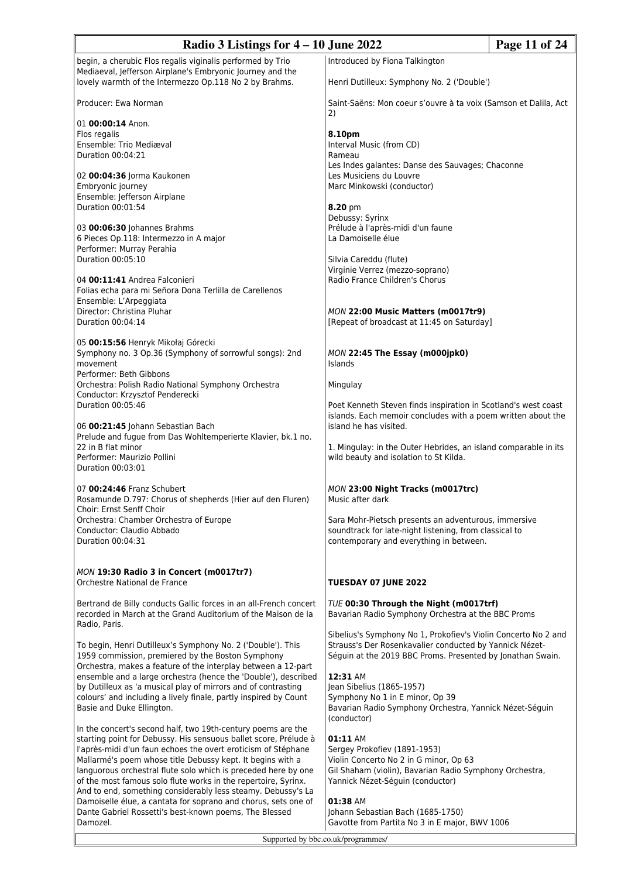begin, a cherubic Flos regalis viginalis performed by Trio Mediaeval, Jefferson Airplane's Embryonic Journey and the lovely warmth of the Intermezzo Op.118 No 2 by Brahms.

Producer: Ewa Norman

01 **00:00:14** Anon.
Flos regalis
Ensemble: Trio Mediæval
Duration 00:04:21

02 **00:04:36** Jorma Kaukonen
Embryonic journey
Ensemble: Jefferson Airplane
Duration 00:01:54

03 **00:06:30** Johannes Brahms
6 Pieces Op.118: Intermezzo in A major
Performer: Murray Perahia
Duration 00:05:10

04 **00:11:41** Andrea Falconieri
Folias echa para mi Señora Dona Terlilla de Carellenos
Ensemble: L'Arpeggiata
Director: Christina Pluhar
Duration 00:04:14

05 **00:15:56** Henryk Mikołaj Górecki
Symphony no. 3 Op.36 (Symphony of sorrowful songs): 2nd movement
Performer: Beth Gibbons
Orchestra: Polish Radio National Symphony Orchestra
Conductor: Krzysztof Penderecki
Duration 00:05:46

06 **00:21:45** Johann Sebastian Bach
Prelude and fugue from Das Wohltemperierte Klavier, bk.1 no. 22 in B flat minor
Performer: Maurizio Pollini
Duration 00:03:01

07 **00:24:46** Franz Schubert
Rosamunde D.797: Chorus of shepherds (Hier auf den Fluren)
Choir: Ernst Senff Choir
Orchestra: Chamber Orchestra of Europe
Conductor: Claudio Abbado
Duration 00:04:31

*MON* **19:30 Radio 3 in Concert (m0017tr7)**
Orchestre National de France

Bertrand de Billy conducts Gallic forces in an all-French concert recorded in March at the Grand Auditorium of the Maison de la Radio, Paris.

To begin, Henri Dutilleux's Symphony No. 2 ('Double'). This 1959 commission, premiered by the Boston Symphony Orchestra, makes a feature of the interplay between a 12-part ensemble and a large orchestra (hence the 'Double'), described by Dutilleux as 'a musical play of mirrors and of contrasting colours' and including a lively finale, partly inspired by Count Basie and Duke Ellington.

In the concert's second half, two 19th-century poems are the starting point for Debussy. His sensuous ballet score, Prélude à l'après-midi d'un faun echoes the overt eroticism of Stéphane Mallarmé's poem whose title Debussy kept. It begins with a languorous orchestral flute solo which is preceded here by one of the most famous solo flute works in the repertoire, Syrinx. And to end, something considerably less steamy. Debussy's La Damoiselle élue, a cantata for soprano and chorus, sets one of Dante Gabriel Rossetti's best-known poems, The Blessed Damozel.

Introduced by Fiona Talkington

Henri Dutilleux: Symphony No. 2 ('Double')

Saint-Saëns: Mon coeur s'ouvre à ta voix (Samson et Dalila, Act 2)

**8.10pm**
Interval Music (from CD)
Rameau
Les Indes galantes: Danse des Sauvages; Chaconne
Les Musiciens du Louvre
Marc Minkowski (conductor)

**8.20** pm
Debussy: Syrinx
Prélude à l'après-midi d'un faune
La Damoiselle élue

Silvia Careddu (flute)
Virginie Verrez (mezzo-soprano)
Radio France Children's Chorus

*MON* **22:00 Music Matters (m0017tr9)**
[Repeat of broadcast at 11:45 on Saturday]

*MON* **22:45 The Essay (m000jpk0)**
Islands

Mingulay

Poet Kenneth Steven finds inspiration in Scotland's west coast islands. Each memoir concludes with a poem written about the island he has visited.

1. Mingulay: in the Outer Hebrides, an island comparable in its wild beauty and isolation to St Kilda.

*MON* **23:00 Night Tracks (m0017trc)**
Music after dark

Sara Mohr-Pietsch presents an adventurous, immersive soundtrack for late-night listening, from classical to contemporary and everything in between.

## TUESDAY 07 JUNE 2022

*TUE* **00:30 Through the Night (m0017trf)**
Bavarian Radio Symphony Orchestra at the BBC Proms

Sibelius's Symphony No 1, Prokofiev's Violin Concerto No 2 and Strauss's Der Rosenkavalier conducted by Yannick Nézet-Séguin at the 2019 BBC Proms. Presented by Jonathan Swain.

**12:31** AM
Jean Sibelius (1865-1957)
Symphony No 1 in E minor, Op 39
Bavarian Radio Symphony Orchestra, Yannick Nézet-Séguin (conductor)

**01:11** AM
Sergey Prokofiev (1891-1953)
Violin Concerto No 2 in G minor, Op 63
Gil Shaham (violin), Bavarian Radio Symphony Orchestra, Yannick Nézet-Séguin (conductor)

**01:38** AM
Johann Sebastian Bach (1685-1750)
Gavotte from Partita No 3 in E major, BWV 1006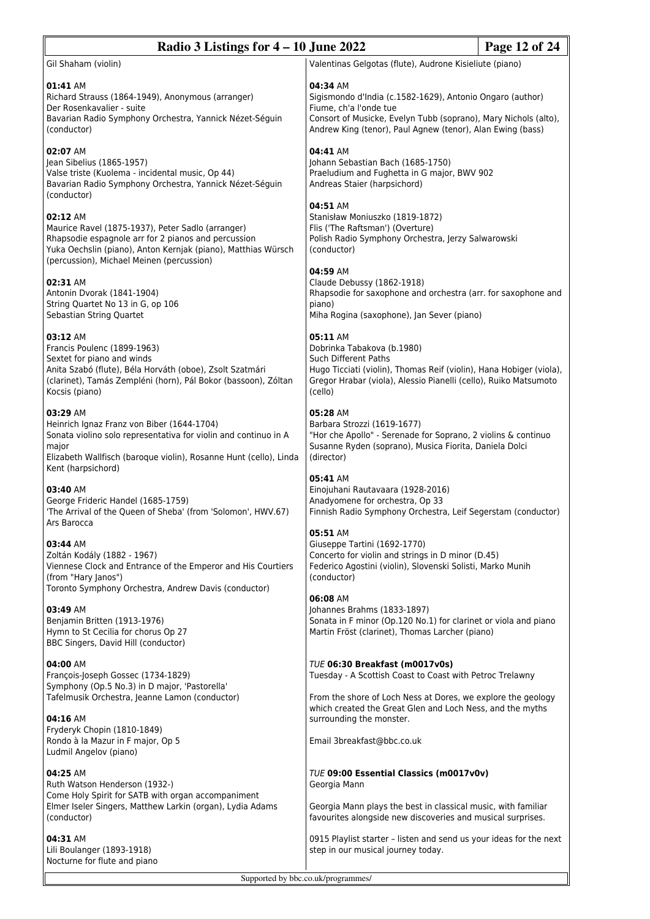Gil Shaham (violin)

**01:41** AM
Richard Strauss (1864-1949), Anonymous (arranger)
Der Rosenkavalier - suite
Bavarian Radio Symphony Orchestra, Yannick Nézet-Séguin (conductor)

**02:07** AM
Jean Sibelius (1865-1957)
Valse triste (Kuolema - incidental music, Op 44)
Bavarian Radio Symphony Orchestra, Yannick Nézet-Séguin (conductor)

**02:12** AM
Maurice Ravel (1875-1937), Peter Sadlo (arranger)
Rhapsodie espagnole arr for 2 pianos and percussion
Yuka Oechslin (piano), Anton Kernjak (piano), Matthias Würsch (percussion), Michael Meinen (percussion)

**02:31** AM
Antonin Dvorak (1841-1904)
String Quartet No 13 in G, op 106
Sebastian String Quartet

**03:12** AM
Francis Poulenc (1899-1963)
Sextet for piano and winds
Anita Szabó (flute), Béla Horváth (oboe), Zsolt Szatmári (clarinet), Tamás Zempléni (horn), Pál Bokor (bassoon), Zóltan Kocsis (piano)

**03:29** AM
Heinrich Ignaz Franz von Biber (1644-1704)
Sonata violino solo representativa for violin and continuo in A major
Elizabeth Wallfisch (baroque violin), Rosanne Hunt (cello), Linda Kent (harpsichord)

**03:40** AM
George Frideric Handel (1685-1759)
'The Arrival of the Queen of Sheba' (from 'Solomon', HWV.67)
Ars Barocca

**03:44** AM
Zoltán Kodály (1882 - 1967)
Viennese Clock and Entrance of the Emperor and His Courtiers (from "Hary Janos")
Toronto Symphony Orchestra, Andrew Davis (conductor)

**03:49** AM
Benjamin Britten (1913-1976)
Hymn to St Cecilia for chorus Op 27
BBC Singers, David Hill (conductor)

**04:00** AM
François-Joseph Gossec (1734-1829)
Symphony (Op.5 No.3) in D major, 'Pastorella'
Tafelmusik Orchestra, Jeanne Lamon (conductor)

**04:16** AM
Fryderyk Chopin (1810-1849)
Rondo à la Mazur in F major, Op 5
Ludmil Angelov (piano)

**04:25** AM
Ruth Watson Henderson (1932-)
Come Holy Spirit for SATB with organ accompaniment
Elmer Iseler Singers, Matthew Larkin (organ), Lydia Adams (conductor)

**04:31** AM
Lili Boulanger (1893-1918)
Nocturne for flute and piano
Valentinas Gelgotas (flute), Audrone Kisieliute (piano)

**04:34** AM
Sigismondo d'India (c.1582-1629), Antonio Ongaro (author)
Fiume, ch'a l'onde tue
Consort of Musicke, Evelyn Tubb (soprano), Mary Nichols (alto), Andrew King (tenor), Paul Agnew (tenor), Alan Ewing (bass)

**04:41** AM
Johann Sebastian Bach (1685-1750)
Praeludium and Fughetta in G major, BWV 902
Andreas Staier (harpsichord)

**04:51** AM
Stanisław Moniuszko (1819-1872)
Flis ('The Raftsman') (Overture)
Polish Radio Symphony Orchestra, Jerzy Salwarowski (conductor)

**04:59** AM
Claude Debussy (1862-1918)
Rhapsodie for saxophone and orchestra (arr. for saxophone and piano)
Miha Rogina (saxophone), Jan Sever (piano)

**05:11** AM
Dobrinka Tabakova (b.1980)
Such Different Paths
Hugo Ticciati (violin), Thomas Reif (violin), Hana Hobiger (viola), Gregor Hrabar (viola), Alessio Pianelli (cello), Ruiko Matsumoto (cello)

**05:28** AM
Barbara Strozzi (1619-1677)
"Hor che Apollo" - Serenade for Soprano, 2 violins & continuo
Susanne Ryden (soprano), Musica Fiorita, Daniela Dolci (director)

**05:41** AM
Einojuhani Rautavaara (1928-2016)
Anadyomene for orchestra, Op 33
Finnish Radio Symphony Orchestra, Leif Segerstam (conductor)

**05:51** AM
Giuseppe Tartini (1692-1770)
Concerto for violin and strings in D minor (D.45)
Federico Agostini (violin), Slovenski Solisti, Marko Munih (conductor)

**06:08** AM
Johannes Brahms (1833-1897)
Sonata in F minor (Op.120 No.1) for clarinet or viola and piano
Martin Fröst (clarinet), Thomas Larcher (piano)

*TUE* **06:30 Breakfast (m0017v0s)**
Tuesday - A Scottish Coast to Coast with Petroc Trelawny

From the shore of Loch Ness at Dores, we explore the geology which created the Great Glen and Loch Ness, and the myths surrounding the monster.

Email 3breakfast@bbc.co.uk

*TUE* **09:00 Essential Classics (m0017v0v)**
Georgia Mann

Georgia Mann plays the best in classical music, with familiar favourites alongside new discoveries and musical surprises.

0915 Playlist starter – listen and send us your ideas for the next step in our musical journey today.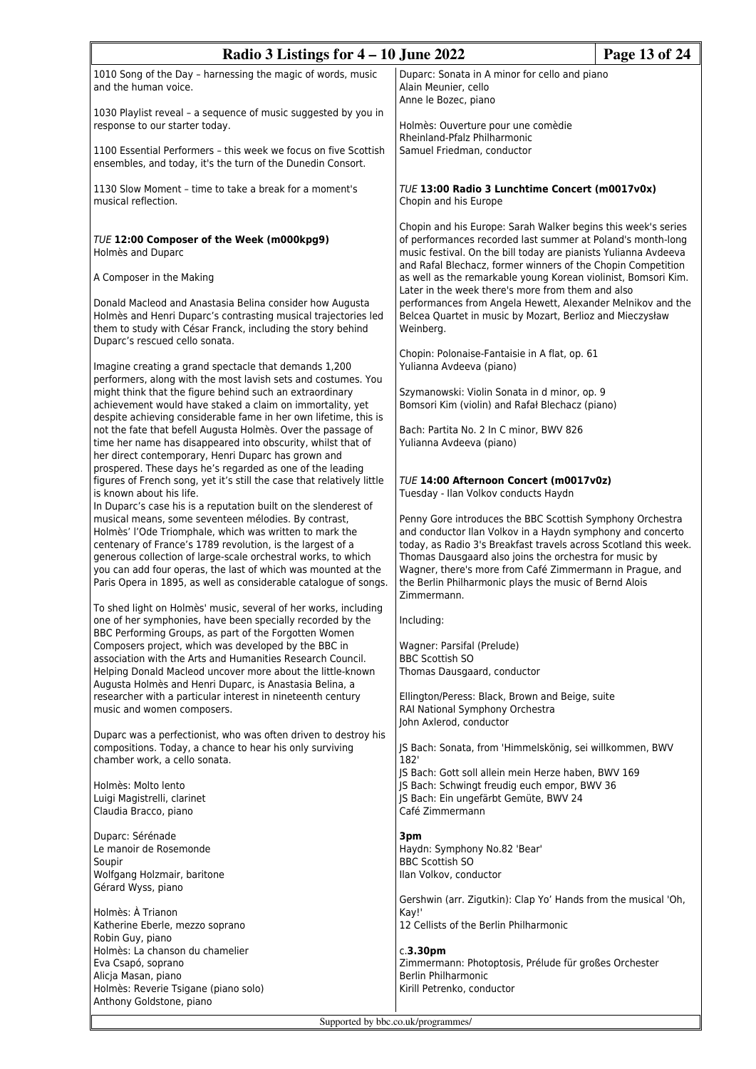1010 Song of the Day – harnessing the magic of words, music and the human voice.

1030 Playlist reveal – a sequence of music suggested by you in response to our starter today.

1100 Essential Performers – this week we focus on five Scottish ensembles, and today, it's the turn of the Dunedin Consort.

1130 Slow Moment – time to take a break for a moment's musical reflection.

*TUE* **12:00 Composer of the Week (m000kpg9)**
Holmès and Duparc

A Composer in the Making

Donald Macleod and Anastasia Belina consider how Augusta Holmès and Henri Duparc's contrasting musical trajectories led them to study with César Franck, including the story behind Duparc's rescued cello sonata.

Imagine creating a grand spectacle that demands 1,200 performers, along with the most lavish sets and costumes. You might think that the figure behind such an extraordinary achievement would have staked a claim on immortality, yet despite achieving considerable fame in her own lifetime, this is not the fate that befell Augusta Holmès. Over the passage of time her name has disappeared into obscurity, whilst that of her direct contemporary, Henri Duparc has grown and prospered. These days he's regarded as one of the leading figures of French song, yet it's still the case that relatively little is known about his life.
In Duparc's case his is a reputation built on the slenderest of musical means, some seventeen mélodies. By contrast, Holmès' l'Ode Triomphale, which was written to mark the centenary of France's 1789 revolution, is the largest of a generous collection of large-scale orchestral works, to which you can add four operas, the last of which was mounted at the Paris Opera in 1895, as well as considerable catalogue of songs.

To shed light on Holmès' music, several of her works, including one of her symphonies, have been specially recorded by the BBC Performing Groups, as part of the Forgotten Women Composers project, which was developed by the BBC in association with the Arts and Humanities Research Council. Helping Donald Macleod uncover more about the little-known Augusta Holmès and Henri Duparc, is Anastasia Belina, a researcher with a particular interest in nineteenth century music and women composers.

Duparc was a perfectionist, who was often driven to destroy his compositions. Today, a chance to hear his only surviving chamber work, a cello sonata.

Holmès: Molto lento
Luigi Magistrelli, clarinet
Claudia Bracco, piano

Duparc: Sérénade
Le manoir de Rosemonde
Soupir
Wolfgang Holzmair, baritone
Gérard Wyss, piano

Holmès: À Trianon
Katherine Eberle, mezzo soprano
Robin Guy, piano
Holmès: La chanson du chamelier
Eva Csapó, soprano
Alicja Masan, piano
Holmès: Reverie Tsigane (piano solo)
Anthony Goldstone, piano

Duparc: Sonata in A minor for cello and piano
Alain Meunier, cello
Anne le Bozec, piano

Holmès: Ouverture pour une comèdie
Rheinland-Pfalz Philharmonic
Samuel Friedman, conductor

*TUE* **13:00 Radio 3 Lunchtime Concert (m0017v0x)**
Chopin and his Europe

Chopin and his Europe: Sarah Walker begins this week's series of performances recorded last summer at Poland's month-long music festival. On the bill today are pianists Yulianna Avdeeva and Rafal Blechacz, former winners of the Chopin Competition as well as the remarkable young Korean violinist, Bomsori Kim. Later in the week there's more from them and also performances from Angela Hewett, Alexander Melnikov and the Belcea Quartet in music by Mozart, Berlioz and Mieczysław Weinberg.

Chopin: Polonaise-Fantaisie in A flat, op. 61
Yulianna Avdeeva (piano)

Szymanowski: Violin Sonata in d minor, op. 9
Bomsori Kim (violin) and Rafał Blechacz (piano)

Bach: Partita No. 2 In C minor, BWV 826
Yulianna Avdeeva (piano)

*TUE* **14:00 Afternoon Concert (m0017v0z)**
Tuesday - Ilan Volkov conducts Haydn

Penny Gore introduces the BBC Scottish Symphony Orchestra and conductor Ilan Volkov in a Haydn symphony and concerto today, as Radio 3's Breakfast travels across Scotland this week. Thomas Dausgaard also joins the orchestra for music by Wagner, there's more from Café Zimmermann in Prague, and the Berlin Philharmonic plays the music of Bernd Alois Zimmermann.

Including:

Wagner: Parsifal (Prelude)
BBC Scottish SO
Thomas Dausgaard, conductor

Ellington/Peress: Black, Brown and Beige, suite
RAI National Symphony Orchestra
John Axlerod, conductor

JS Bach: Sonata, from 'Himmelskönig, sei willkommen, BWV 182'
JS Bach: Gott soll allein mein Herze haben, BWV 169
JS Bach: Schwingt freudig euch empor, BWV 36
JS Bach: Ein ungefärbt Gemüte, BWV 24
Café Zimmermann

**3pm**
Haydn: Symphony No.82 'Bear'
BBC Scottish SO
Ilan Volkov, conductor

Gershwin (arr. Zigutkin): Clap Yo' Hands from the musical 'Oh, Kay!'
12 Cellists of the Berlin Philharmonic

c.**3.30pm**
Zimmermann: Photoptosis, Prélude für großes Orchester
Berlin Philharmonic
Kirill Petrenko, conductor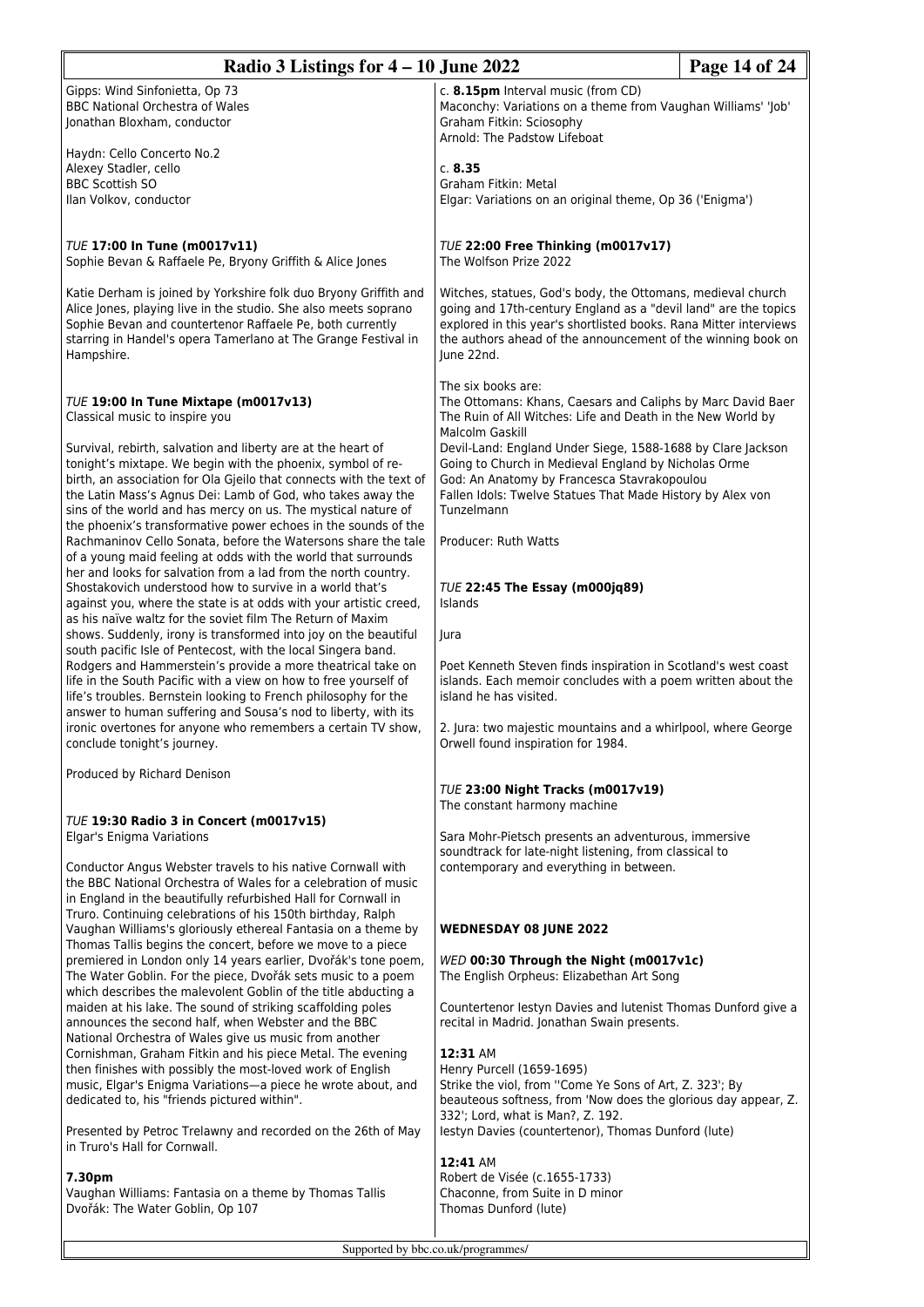Gipps: Wind Sinfonietta, Op 73
BBC National Orchestra of Wales
Jonathan Bloxham, conductor

Haydn: Cello Concerto No.2
Alexey Stadler, cello
BBC Scottish SO
Ilan Volkov, conductor

### *TUE* **17:00 In Tune (m0017v11)**
Sophie Bevan & Raffaele Pe, Bryony Griffith & Alice Jones

Katie Derham is joined by Yorkshire folk duo Bryony Griffith and Alice Jones, playing live in the studio. She also meets soprano Sophie Bevan and countertenor Raffaele Pe, both currently starring in Handel's opera Tamerlano at The Grange Festival in Hampshire.

### *TUE* **19:00 In Tune Mixtape (m0017v13)**
Classical music to inspire you

Survival, rebirth, salvation and liberty are at the heart of tonight's mixtape. We begin with the phoenix, symbol of re-birth, an association for Ola Gjeilo that connects with the text of the Latin Mass's Agnus Dei: Lamb of God, who takes away the sins of the world and has mercy on us. The mystical nature of the phoenix's transformative power echoes in the sounds of the Rachmaninov Cello Sonata, before the Watersons share the tale of a young maid feeling at odds with the world that surrounds her and looks for salvation from a lad from the north country. Shostakovich understood how to survive in a world that's against you, where the state is at odds with your artistic creed, as his naïve waltz for the soviet film The Return of Maxim shows. Suddenly, irony is transformed into joy on the beautiful south pacific Isle of Pentecost, with the local Singera band. Rodgers and Hammerstein's provide a more theatrical take on life in the South Pacific with a view on how to free yourself of life's troubles. Bernstein looking to French philosophy for the answer to human suffering and Sousa's nod to liberty, with its ironic overtones for anyone who remembers a certain TV show, conclude tonight's journey.

Produced by Richard Denison

### *TUE* **19:30 Radio 3 in Concert (m0017v15)**
Elgar's Enigma Variations

Conductor Angus Webster travels to his native Cornwall with the BBC National Orchestra of Wales for a celebration of music in England in the beautifully refurbished Hall for Cornwall in Truro. Continuing celebrations of his 150th birthday, Ralph Vaughan Williams's gloriously ethereal Fantasia on a theme by Thomas Tallis begins the concert, before we move to a piece premiered in London only 14 years earlier, Dvořák's tone poem, The Water Goblin. For the piece, Dvořák sets music to a poem which describes the malevolent Goblin of the title abducting a maiden at his lake. The sound of striking scaffolding poles announces the second half, when Webster and the BBC National Orchestra of Wales give us music from another Cornishman, Graham Fitkin and his piece Metal. The evening then finishes with possibly the most-loved work of English music, Elgar's Enigma Variations—a piece he wrote about, and dedicated to, his "friends pictured within".

Presented by Petroc Trelawny and recorded on the 26th of May in Truro's Hall for Cornwall.

**7.30pm**
Vaughan Williams: Fantasia on a theme by Thomas Tallis
Dvořák: The Water Goblin, Op 107

c. **8.15pm** Interval music (from CD)
Maconchy: Variations on a theme from Vaughan Williams' 'Job'
Graham Fitkin: Sciosophy
Arnold: The Padstow Lifeboat

c. **8.35**
Graham Fitkin: Metal
Elgar: Variations on an original theme, Op 36 ('Enigma')

### *TUE* **22:00 Free Thinking (m0017v17)**
The Wolfson Prize 2022

Witches, statues, God's body, the Ottomans, medieval church going and 17th-century England as a "devil land" are the topics explored in this year's shortlisted books. Rana Mitter interviews the authors ahead of the announcement of the winning book on June 22nd.

The six books are:
The Ottomans: Khans, Caesars and Caliphs by Marc David Baer
The Ruin of All Witches: Life and Death in the New World by Malcolm Gaskill
Devil-Land: England Under Siege, 1588-1688 by Clare Jackson
Going to Church in Medieval England by Nicholas Orme
God: An Anatomy by Francesca Stavrakopoulou
Fallen Idols: Twelve Statues That Made History by Alex von Tunzelmann

Producer: Ruth Watts

### *TUE* **22:45 The Essay (m000jq89)**
Islands

Jura

Poet Kenneth Steven finds inspiration in Scotland's west coast islands. Each memoir concludes with a poem written about the island he has visited.

2. Jura: two majestic mountains and a whirlpool, where George Orwell found inspiration for 1984.

### *TUE* **23:00 Night Tracks (m0017v19)**
The constant harmony machine

Sara Mohr-Pietsch presents an adventurous, immersive soundtrack for late-night listening, from classical to contemporary and everything in between.

## **WEDNESDAY 08 JUNE 2022**

### *WED* **00:30 Through the Night (m0017v1c)**
The English Orpheus: Elizabethan Art Song

Countertenor Iestyn Davies and lutenist Thomas Dunford give a recital in Madrid. Jonathan Swain presents.

**12:31** AM
Henry Purcell (1659-1695)
Strike the viol, from ''Come Ye Sons of Art, Z. 323'; By beauteous softness, from 'Now does the glorious day appear, Z. 332'; Lord, what is Man?, Z. 192.
Iestyn Davies (countertenor), Thomas Dunford (lute)

**12:41** AM
Robert de Visée (c.1655-1733)
Chaconne, from Suite in D minor
Thomas Dunford (lute)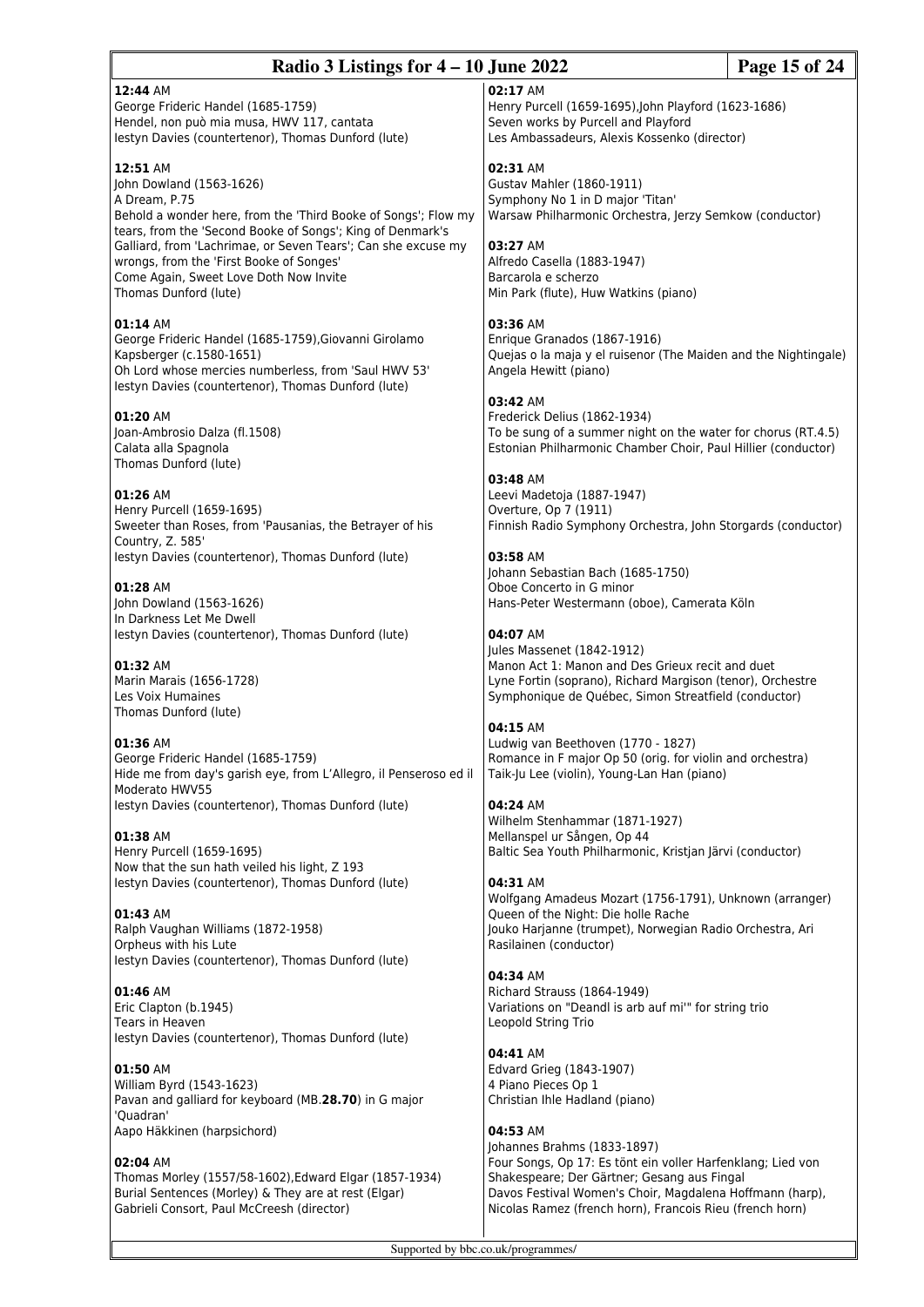**12:44** AM
George Frideric Handel (1685-1759)
Hendel, non può mia musa, HWV 117, cantata
Iestyn Davies (countertenor), Thomas Dunford (lute)

**12:51** AM
John Dowland (1563-1626)
A Dream, P.75
Behold a wonder here, from the 'Third Booke of Songs'; Flow my tears, from the 'Second Booke of Songs'; King of Denmark's Galliard, from 'Lachrimae, or Seven Tears'; Can she excuse my wrongs, from the 'First Booke of Songes'
Come Again, Sweet Love Doth Now Invite
Thomas Dunford (lute)

**01:14** AM
George Frideric Handel (1685-1759),Giovanni Girolamo Kapsberger (c.1580-1651)
Oh Lord whose mercies numberless, from 'Saul HWV 53'
Iestyn Davies (countertenor), Thomas Dunford (lute)

**01:20** AM
Joan-Ambrosio Dalza (fl.1508)
Calata alla Spagnola
Thomas Dunford (lute)

**01:26** AM
Henry Purcell (1659-1695)
Sweeter than Roses, from 'Pausanias, the Betrayer of his Country, Z. 585'
Iestyn Davies (countertenor), Thomas Dunford (lute)

**01:28** AM
John Dowland (1563-1626)
In Darkness Let Me Dwell
Iestyn Davies (countertenor), Thomas Dunford (lute)

**01:32** AM
Marin Marais (1656-1728)
Les Voix Humaines
Thomas Dunford (lute)

**01:36** AM
George Frideric Handel (1685-1759)
Hide me from day's garish eye, from L'Allegro, il Penseroso ed il Moderato HWV55
Iestyn Davies (countertenor), Thomas Dunford (lute)

**01:38** AM
Henry Purcell (1659-1695)
Now that the sun hath veiled his light, Z 193
Iestyn Davies (countertenor), Thomas Dunford (lute)

**01:43** AM
Ralph Vaughan Williams (1872-1958)
Orpheus with his Lute
Iestyn Davies (countertenor), Thomas Dunford (lute)

**01:46** AM
Eric Clapton (b.1945)
Tears in Heaven
Iestyn Davies (countertenor), Thomas Dunford (lute)

**01:50** AM
William Byrd (1543-1623)
Pavan and galliard for keyboard (MB.**28.70**) in G major 'Quadran'
Aapo Häkkinen (harpsichord)

**02:04** AM
Thomas Morley (1557/58-1602),Edward Elgar (1857-1934)
Burial Sentences (Morley) & They are at rest (Elgar)
Gabrieli Consort, Paul McCreesh (director)

**02:17** AM
Henry Purcell (1659-1695),John Playford (1623-1686)
Seven works by Purcell and Playford
Les Ambassadeurs, Alexis Kossenko (director)

**02:31** AM
Gustav Mahler (1860-1911)
Symphony No 1 in D major 'Titan'
Warsaw Philharmonic Orchestra, Jerzy Semkow (conductor)

**03:27** AM
Alfredo Casella (1883-1947)
Barcarola e scherzo
Min Park (flute), Huw Watkins (piano)

**03:36** AM
Enrique Granados (1867-1916)
Quejas o la maja y el ruisenor (The Maiden and the Nightingale)
Angela Hewitt (piano)

**03:42** AM
Frederick Delius (1862-1934)
To be sung of a summer night on the water for chorus (RT.4.5)
Estonian Philharmonic Chamber Choir, Paul Hillier (conductor)

**03:48** AM
Leevi Madetoja (1887-1947)
Overture, Op 7 (1911)
Finnish Radio Symphony Orchestra, John Storgards (conductor)

**03:58** AM
Johann Sebastian Bach (1685-1750)
Oboe Concerto in G minor
Hans-Peter Westermann (oboe), Camerata Köln

**04:07** AM
Jules Massenet (1842-1912)
Manon Act 1: Manon and Des Grieux recit and duet
Lyne Fortin (soprano), Richard Margison (tenor), Orchestre Symphonique de Québec, Simon Streatfield (conductor)

**04:15** AM
Ludwig van Beethoven (1770 - 1827)
Romance in F major Op 50 (orig. for violin and orchestra)
Taik-Ju Lee (violin), Young-Lan Han (piano)

**04:24** AM
Wilhelm Stenhammar (1871-1927)
Mellanspel ur Sången, Op 44
Baltic Sea Youth Philharmonic, Kristjan Järvi (conductor)

**04:31** AM
Wolfgang Amadeus Mozart (1756-1791), Unknown (arranger)
Queen of the Night: Die holle Rache
Jouko Harjanne (trumpet), Norwegian Radio Orchestra, Ari Rasilainen (conductor)

**04:34** AM
Richard Strauss (1864-1949)
Variations on "Deandl is arb auf mi'" for string trio
Leopold String Trio

**04:41** AM
Edvard Grieg (1843-1907)
4 Piano Pieces Op 1
Christian Ihle Hadland (piano)

**04:53** AM
Johannes Brahms (1833-1897)
Four Songs, Op 17: Es tönt ein voller Harfenklang; Lied von Shakespeare; Der Gärtner; Gesang aus Fingal
Davos Festival Women's Choir, Magdalena Hoffmann (harp), Nicolas Ramez (french horn), Francois Rieu (french horn)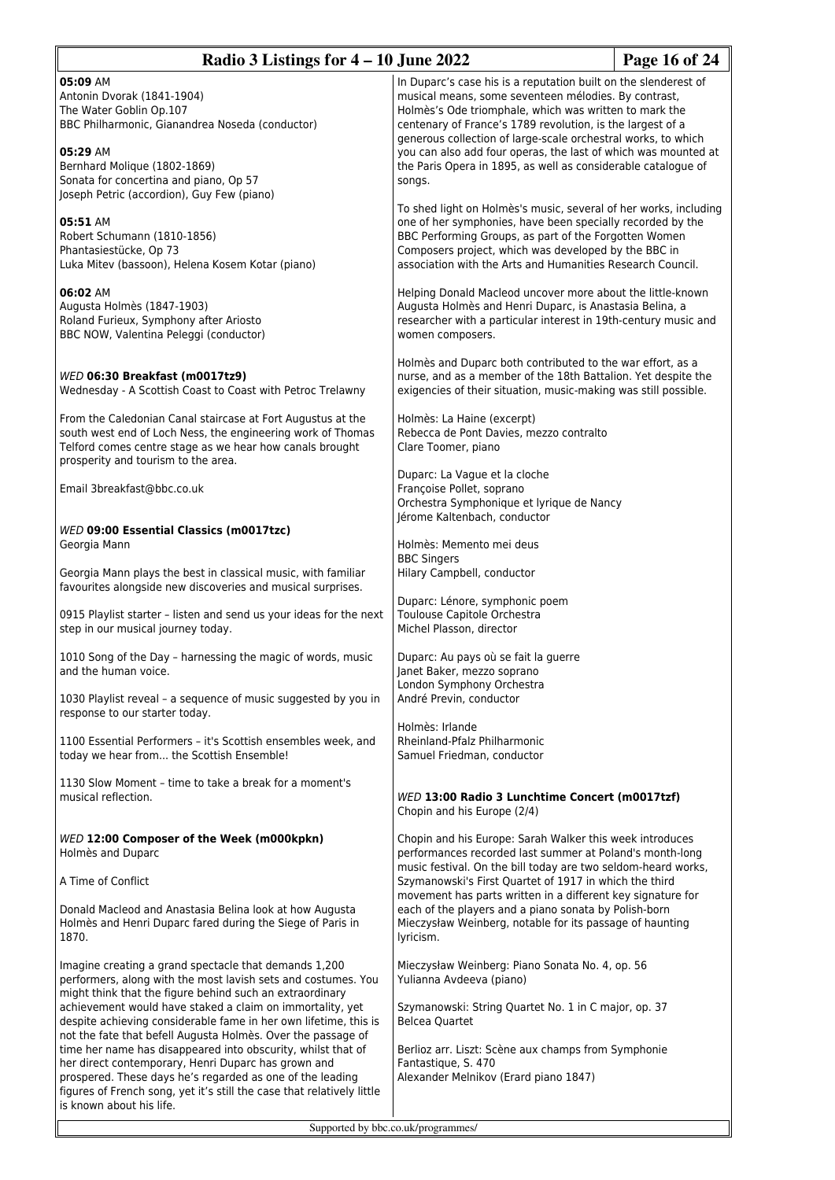**05:09** AM
Antonin Dvorak (1841-1904)
The Water Goblin Op.107
BBC Philharmonic, Gianandrea Noseda (conductor)

**05:29** AM
Bernhard Molique (1802-1869)
Sonata for concertina and piano, Op 57
Joseph Petric (accordion), Guy Few (piano)

**05:51** AM
Robert Schumann (1810-1856)
Phantasiestücke, Op 73
Luka Mitev (bassoon), Helena Kosem Kotar (piano)

**06:02** AM
Augusta Holmès (1847-1903)
Roland Furieux, Symphony after Ariosto
BBC NOW, Valentina Peleggi (conductor)

*WED* **06:30 Breakfast (m0017tz9)**
Wednesday - A Scottish Coast to Coast with Petroc Trelawny

From the Caledonian Canal staircase at Fort Augustus at the south west end of Loch Ness, the engineering work of Thomas Telford comes centre stage as we hear how canals brought prosperity and tourism to the area.

Email 3breakfast@bbc.co.uk

*WED* **09:00 Essential Classics (m0017tzc)**
Georgia Mann

Georgia Mann plays the best in classical music, with familiar favourites alongside new discoveries and musical surprises.

0915 Playlist starter – listen and send us your ideas for the next step in our musical journey today.

1010 Song of the Day – harnessing the magic of words, music and the human voice.

1030 Playlist reveal – a sequence of music suggested by you in response to our starter today.

1100 Essential Performers – it's Scottish ensembles week, and today we hear from... the Scottish Ensemble!

1130 Slow Moment – time to take a break for a moment's musical reflection.

*WED* **12:00 Composer of the Week (m000kpkn)**
Holmès and Duparc

A Time of Conflict

Donald Macleod and Anastasia Belina look at how Augusta Holmès and Henri Duparc fared during the Siege of Paris in 1870.

Imagine creating a grand spectacle that demands 1,200 performers, along with the most lavish sets and costumes. You might think that the figure behind such an extraordinary achievement would have staked a claim on immortality, yet despite achieving considerable fame in her own lifetime, this is not the fate that befell Augusta Holmès. Over the passage of time her name has disappeared into obscurity, whilst that of her direct contemporary, Henri Duparc has grown and prospered. These days he's regarded as one of the leading figures of French song, yet it's still the case that relatively little is known about his life.

In Duparc's case his is a reputation built on the slenderest of musical means, some seventeen mélodies. By contrast, Holmès's Ode triomphale, which was written to mark the centenary of France's 1789 revolution, is the largest of a generous collection of large-scale orchestral works, to which you can also add four operas, the last of which was mounted at the Paris Opera in 1895, as well as considerable catalogue of songs.

To shed light on Holmès's music, several of her works, including one of her symphonies, have been specially recorded by the BBC Performing Groups, as part of the Forgotten Women Composers project, which was developed by the BBC in association with the Arts and Humanities Research Council.

Helping Donald Macleod uncover more about the little-known Augusta Holmès and Henri Duparc, is Anastasia Belina, a researcher with a particular interest in 19th-century music and women composers.

Holmès and Duparc both contributed to the war effort, as a nurse, and as a member of the 18th Battalion. Yet despite the exigencies of their situation, music-making was still possible.

Holmès: La Haine (excerpt)
Rebecca de Pont Davies, mezzo contralto
Clare Toomer, piano

Duparc: La Vague et la cloche
Françoise Pollet, soprano
Orchestra Symphonique et lyrique de Nancy
Jérome Kaltenbach, conductor

Holmès: Memento mei deus
BBC Singers
Hilary Campbell, conductor

Duparc: Lénore, symphonic poem
Toulouse Capitole Orchestra
Michel Plasson, director

Duparc: Au pays où se fait la guerre
Janet Baker, mezzo soprano
London Symphony Orchestra
André Previn, conductor

Holmès: Irlande
Rheinland-Pfalz Philharmonic
Samuel Friedman, conductor

*WED* **13:00 Radio 3 Lunchtime Concert (m0017tzf)**
Chopin and his Europe (2/4)

Chopin and his Europe: Sarah Walker this week introduces performances recorded last summer at Poland's month-long music festival. On the bill today are two seldom-heard works, Szymanowski's First Quartet of 1917 in which the third movement has parts written in a different key signature for each of the players and a piano sonata by Polish-born Mieczysław Weinberg, notable for its passage of haunting lyricism.

Mieczysław Weinberg: Piano Sonata No. 4, op. 56
Yulianna Avdeeva (piano)

Szymanowski: String Quartet No. 1 in C major, op. 37
Belcea Quartet

Berlioz arr. Liszt: Scène aux champs from Symphonie Fantastique, S. 470
Alexander Melnikov (Erard piano 1847)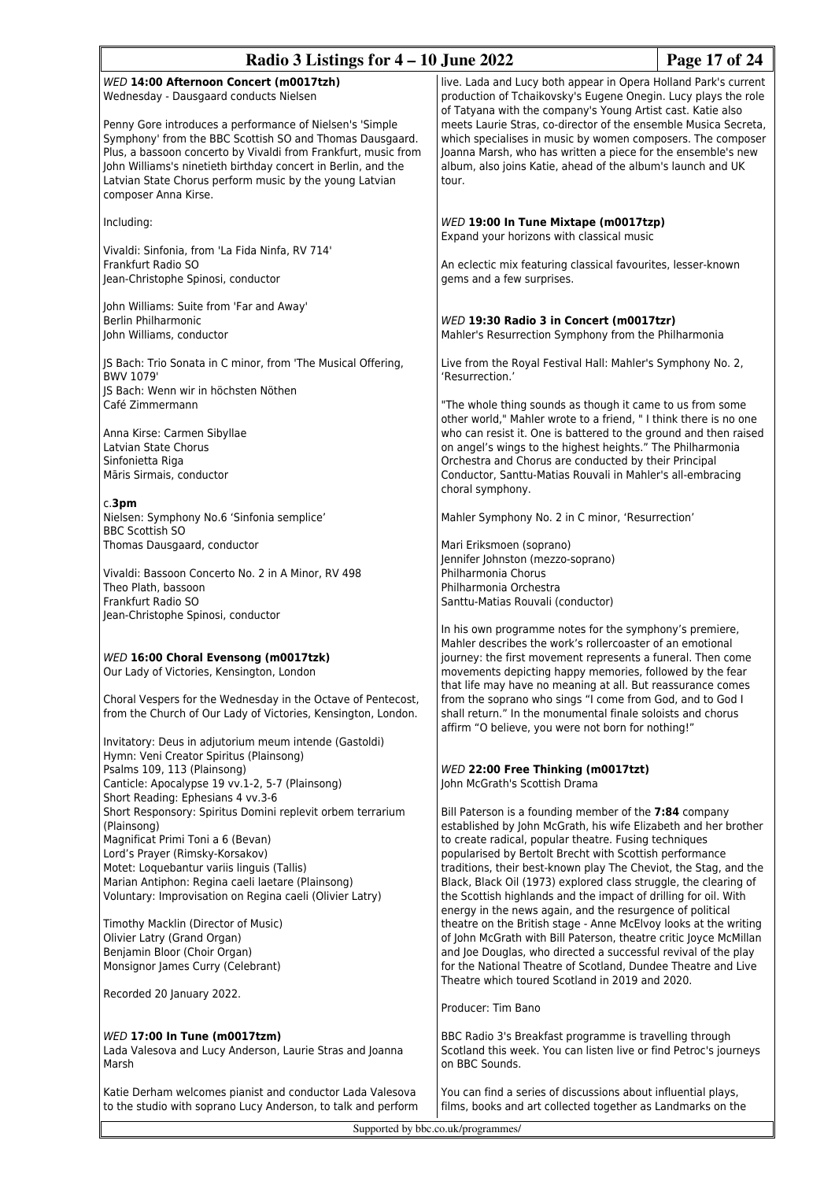*WED* **14:00 Afternoon Concert (m0017tzh)**
Wednesday - Dausgaard conducts Nielsen

Penny Gore introduces a performance of Nielsen's 'Simple Symphony' from the BBC Scottish SO and Thomas Dausgaard. Plus, a bassoon concerto by Vivaldi from Frankfurt, music from John Williams's ninetieth birthday concert in Berlin, and the Latvian State Chorus perform music by the young Latvian composer Anna Kirse.

Including:

Vivaldi: Sinfonia, from 'La Fida Ninfa, RV 714'
Frankfurt Radio SO
Jean-Christophe Spinosi, conductor

John Williams: Suite from 'Far and Away'
Berlin Philharmonic
John Williams, conductor

JS Bach: Trio Sonata in C minor, from 'The Musical Offering, BWV 1079'
JS Bach: Wenn wir in höchsten Nöthen
Café Zimmermann

Anna Kirse: Carmen Sibyllae
Latvian State Chorus
Sinfonietta Riga
Māris Sirmais, conductor

c.**3pm**
Nielsen: Symphony No.6 'Sinfonia semplice'
BBC Scottish SO
Thomas Dausgaard, conductor

Vivaldi: Bassoon Concerto No. 2 in A Minor, RV 498
Theo Plath, bassoon
Frankfurt Radio SO
Jean-Christophe Spinosi, conductor

*WED* **16:00 Choral Evensong (m0017tzk)**
Our Lady of Victories, Kensington, London

Choral Vespers for the Wednesday in the Octave of Pentecost, from the Church of Our Lady of Victories, Kensington, London.

Invitatory: Deus in adjutorium meum intende (Gastoldi)
Hymn: Veni Creator Spiritus (Plainsong)
Psalms 109, 113 (Plainsong)
Canticle: Apocalypse 19 vv.1-2, 5-7 (Plainsong)
Short Reading: Ephesians 4 vv.3-6
Short Responsory: Spiritus Domini replevit orbem terrarium (Plainsong)
Magnificat Primi Toni a 6 (Bevan)
Lord's Prayer (Rimsky-Korsakov)
Motet: Loquebantur variis linguis (Tallis)
Marian Antiphon: Regina caeli laetare (Plainsong)
Voluntary: Improvisation on Regina caeli (Olivier Latry)

Timothy Macklin (Director of Music)
Olivier Latry (Grand Organ)
Benjamin Bloor (Choir Organ)
Monsignor James Curry (Celebrant)

Recorded 20 January 2022.

*WED* **17:00 In Tune (m0017tzm)**
Lada Valesova and Lucy Anderson, Laurie Stras and Joanna Marsh

Katie Derham welcomes pianist and conductor Lada Valesova to the studio with soprano Lucy Anderson, to talk and perform live. Lada and Lucy both appear in Opera Holland Park's current production of Tchaikovsky's Eugene Onegin. Lucy plays the role of Tatyana with the company's Young Artist cast. Katie also meets Laurie Stras, co-director of the ensemble Musica Secreta, which specialises in music by women composers. The composer Joanna Marsh, who has written a piece for the ensemble's new album, also joins Katie, ahead of the album's launch and UK tour.

*WED* **19:00 In Tune Mixtape (m0017tzp)**
Expand your horizons with classical music

An eclectic mix featuring classical favourites, lesser-known gems and a few surprises.

*WED* **19:30 Radio 3 in Concert (m0017tzr)**
Mahler's Resurrection Symphony from the Philharmonia

Live from the Royal Festival Hall: Mahler's Symphony No. 2, 'Resurrection.'

"The whole thing sounds as though it came to us from some other world," Mahler wrote to a friend, " I think there is no one who can resist it. One is battered to the ground and then raised on angel's wings to the highest heights." The Philharmonia Orchestra and Chorus are conducted by their Principal Conductor, Santtu-Matias Rouvali in Mahler's all-embracing choral symphony.

Mahler Symphony No. 2 in C minor, 'Resurrection'

Mari Eriksmoen (soprano)
Jennifer Johnston (mezzo-soprano)
Philharmonia Chorus
Philharmonia Orchestra
Santtu-Matias Rouvali (conductor)

In his own programme notes for the symphony's premiere, Mahler describes the work's rollercoaster of an emotional journey: the first movement represents a funeral. Then come movements depicting happy memories, followed by the fear that life may have no meaning at all. But reassurance comes from the soprano who sings "I come from God, and to God I shall return." In the monumental finale soloists and chorus affirm "O believe, you were not born for nothing!"

*WED* **22:00 Free Thinking (m0017tzt)**
John McGrath's Scottish Drama

Bill Paterson is a founding member of the **7:84** company established by John McGrath, his wife Elizabeth and her brother to create radical, popular theatre. Fusing techniques popularised by Bertolt Brecht with Scottish performance traditions, their best-known play The Cheviot, the Stag, and the Black, Black Oil (1973) explored class struggle, the clearing of the Scottish highlands and the impact of drilling for oil. With energy in the news again, and the resurgence of political theatre on the British stage - Anne McElvoy looks at the writing of John McGrath with Bill Paterson, theatre critic Joyce McMillan and Joe Douglas, who directed a successful revival of the play for the National Theatre of Scotland, Dundee Theatre and Live Theatre which toured Scotland in 2019 and 2020.

Producer: Tim Bano

BBC Radio 3's Breakfast programme is travelling through Scotland this week. You can listen live or find Petroc's journeys on BBC Sounds.

You can find a series of discussions about influential plays, films, books and art collected together as Landmarks on the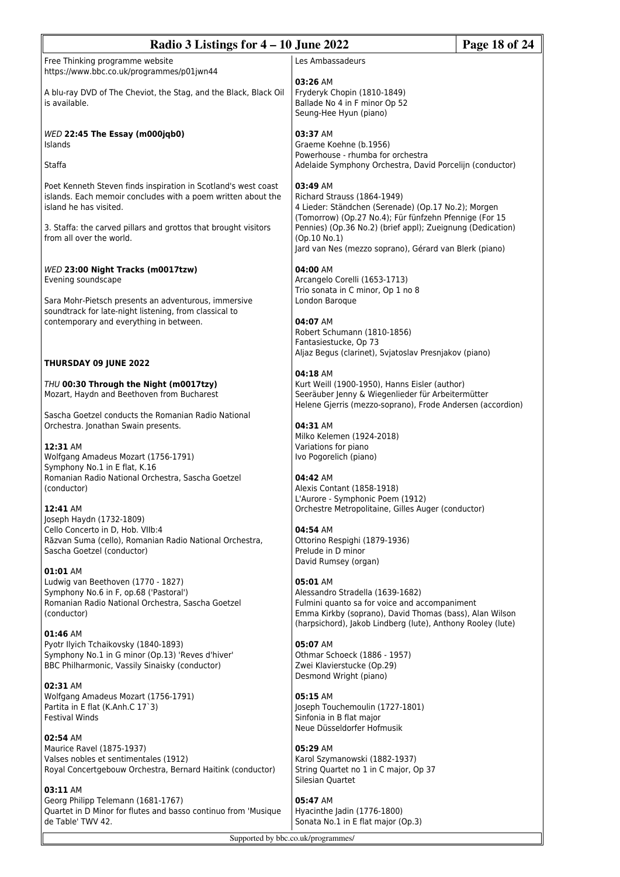Free Thinking programme website
https://www.bbc.co.uk/programmes/p01jwn44

A blu-ray DVD of The Cheviot, the Stag, and the Black, Black Oil is available.

*WED* **22:45 The Essay (m000jqb0)**
Islands

Staffa

Poet Kenneth Steven finds inspiration in Scotland's west coast islands. Each memoir concludes with a poem written about the island he has visited.

3. Staffa: the carved pillars and grottos that brought visitors from all over the world.

*WED* **23:00 Night Tracks (m0017tzw)**
Evening soundscape

Sara Mohr-Pietsch presents an adventurous, immersive soundtrack for late-night listening, from classical to contemporary and everything in between.

**THURSDAY 09 JUNE 2022**

*THU* **00:30 Through the Night (m0017tzy)**
Mozart, Haydn and Beethoven from Bucharest

Sascha Goetzel conducts the Romanian Radio National Orchestra. Jonathan Swain presents.

**12:31** AM
Wolfgang Amadeus Mozart (1756-1791)
Symphony No.1 in E flat, K.16
Romanian Radio National Orchestra, Sascha Goetzel (conductor)

**12:41** AM
Joseph Haydn (1732-1809)
Cello Concerto in D, Hob. VIIb:4
Răzvan Suma (cello), Romanian Radio National Orchestra, Sascha Goetzel (conductor)

**01:01** AM
Ludwig van Beethoven (1770 - 1827)
Symphony No.6 in F, op.68 ('Pastoral')
Romanian Radio National Orchestra, Sascha Goetzel (conductor)

**01:46** AM
Pyotr Ilyich Tchaikovsky (1840-1893)
Symphony No.1 in G minor (Op.13) 'Reves d'hiver'
BBC Philharmonic, Vassily Sinaisky (conductor)

**02:31** AM
Wolfgang Amadeus Mozart (1756-1791)
Partita in E flat (K.Anh.C 17`3)
Festival Winds

**02:54** AM
Maurice Ravel (1875-1937)
Valses nobles et sentimentales (1912)
Royal Concertgebouw Orchestra, Bernard Haitink (conductor)

**03:11** AM
Georg Philipp Telemann (1681-1767)
Quartet in D Minor for flutes and basso continuo from 'Musique de Table' TWV 42.
Les Ambassadeurs

**03:26** AM
Fryderyk Chopin (1810-1849)
Ballade No 4 in F minor Op 52
Seung-Hee Hyun (piano)

**03:37** AM
Graeme Koehne (b.1956)
Powerhouse - rhumba for orchestra
Adelaide Symphony Orchestra, David Porcelijn (conductor)

**03:49** AM
Richard Strauss (1864-1949)
4 Lieder: Ständchen (Serenade) (Op.17 No.2); Morgen (Tomorrow) (Op.27 No.4); Für fünfzehn Pfennige (For 15 Pennies) (Op.36 No.2) (brief appl); Zueignung (Dedication) (Op.10 No.1)
Jard van Nes (mezzo soprano), Gérard van Blerk (piano)

**04:00** AM
Arcangelo Corelli (1653-1713)
Trio sonata in C minor, Op 1 no 8
London Baroque

**04:07** AM
Robert Schumann (1810-1856)
Fantasiestucke, Op 73
Aljaz Begus (clarinet), Svjatoslav Presnjakov (piano)

**04:18** AM
Kurt Weill (1900-1950), Hanns Eisler (author)
Seeräuber Jenny & Wiegenlieder für Arbeitermütter
Helene Gjerris (mezzo-soprano), Frode Andersen (accordion)

**04:31** AM
Milko Kelemen (1924-2018)
Variations for piano
Ivo Pogorelich (piano)

**04:42** AM
Alexis Contant (1858-1918)
L'Aurore - Symphonic Poem (1912)
Orchestre Metropolitaine, Gilles Auger (conductor)

**04:54** AM
Ottorino Respighi (1879-1936)
Prelude in D minor
David Rumsey (organ)

**05:01** AM
Alessandro Stradella (1639-1682)
Fulmini quanto sa for voice and accompaniment
Emma Kirkby (soprano), David Thomas (bass), Alan Wilson (harpsichord), Jakob Lindberg (lute), Anthony Rooley (lute)

**05:07** AM
Othmar Schoeck (1886 - 1957)
Zwei Klavierstucke (Op.29)
Desmond Wright (piano)

**05:15** AM
Joseph Touchemoulin (1727-1801)
Sinfonia in B flat major
Neue Düsseldorfer Hofmusik

**05:29** AM
Karol Szymanowski (1882-1937)
String Quartet no 1 in C major, Op 37
Silesian Quartet

**05:47** AM
Hyacinthe Jadin (1776-1800)
Sonata No.1 in E flat major (Op.3)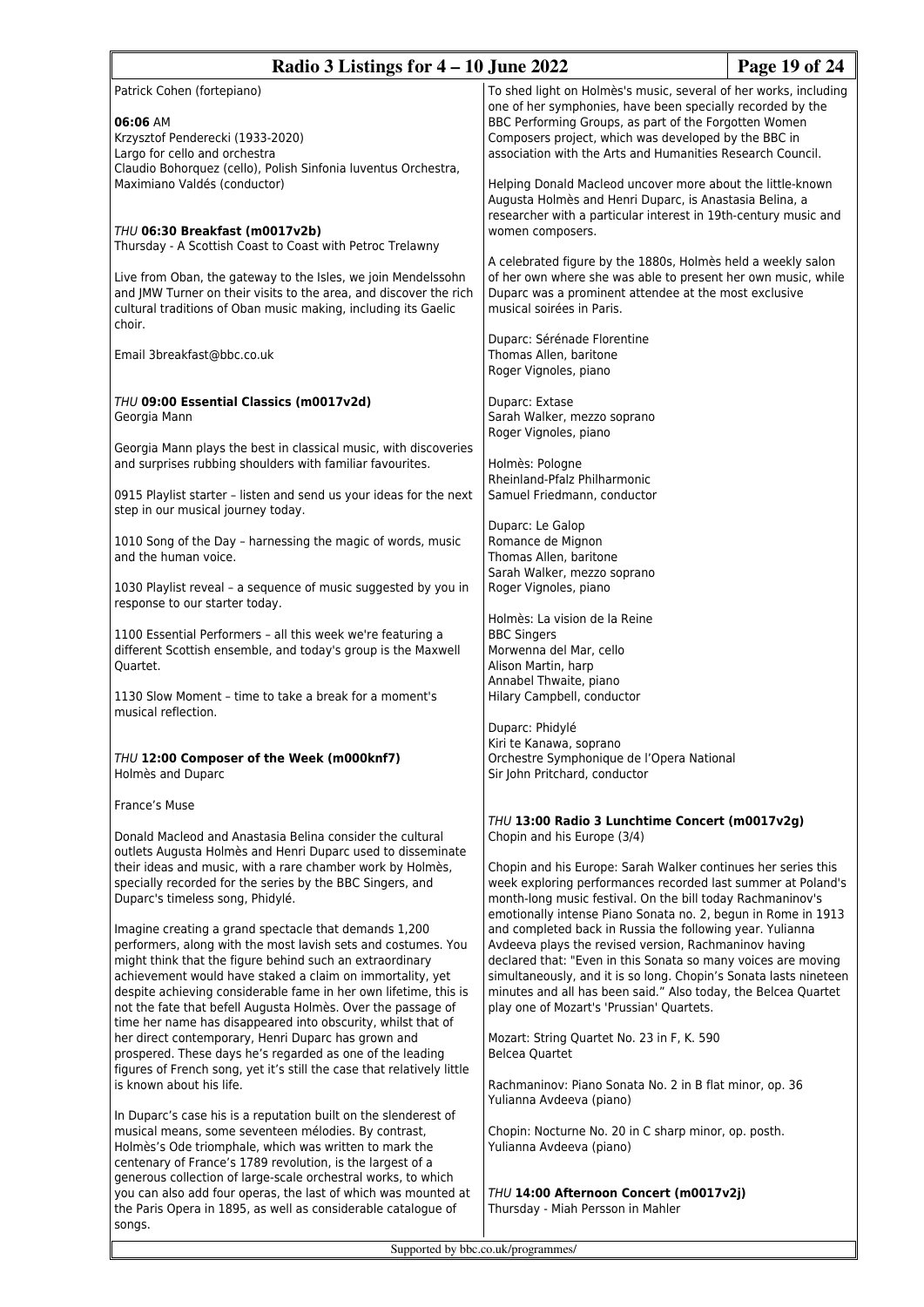Patrick Cohen (fortepiano)

**06:06** AM
Krzysztof Penderecki (1933-2020)
Largo for cello and orchestra
Claudio Bohorquez (cello), Polish Sinfonia Iuventus Orchestra, Maximiano Valdés (conductor)

*THU* **06:30 Breakfast (m0017v2b)**
Thursday - A Scottish Coast to Coast with Petroc Trelawny

Live from Oban, the gateway to the Isles, we join Mendelssohn and JMW Turner on their visits to the area, and discover the rich cultural traditions of Oban music making, including its Gaelic choir.

Email 3breakfast@bbc.co.uk

*THU* **09:00 Essential Classics (m0017v2d)**
Georgia Mann

Georgia Mann plays the best in classical music, with discoveries and surprises rubbing shoulders with familiar favourites.

0915 Playlist starter – listen and send us your ideas for the next step in our musical journey today.

1010 Song of the Day – harnessing the magic of words, music and the human voice.

1030 Playlist reveal – a sequence of music suggested by you in response to our starter today.

1100 Essential Performers – all this week we're featuring a different Scottish ensemble, and today's group is the Maxwell Quartet.

1130 Slow Moment – time to take a break for a moment's musical reflection.

*THU* **12:00 Composer of the Week (m000knf7)**
Holmès and Duparc

France's Muse

Donald Macleod and Anastasia Belina consider the cultural outlets Augusta Holmès and Henri Duparc used to disseminate their ideas and music, with a rare chamber work by Holmès, specially recorded for the series by the BBC Singers, and Duparc's timeless song, Phidylé.

Imagine creating a grand spectacle that demands 1,200 performers, along with the most lavish sets and costumes. You might think that the figure behind such an extraordinary achievement would have staked a claim on immortality, yet despite achieving considerable fame in her own lifetime, this is not the fate that befell Augusta Holmès. Over the passage of time her name has disappeared into obscurity, whilst that of her direct contemporary, Henri Duparc has grown and prospered. These days he's regarded as one of the leading figures of French song, yet it's still the case that relatively little is known about his life.

In Duparc's case his is a reputation built on the slenderest of musical means, some seventeen mélodies. By contrast, Holmès's Ode triomphale, which was written to mark the centenary of France's 1789 revolution, is the largest of a generous collection of large-scale orchestral works, to which you can also add four operas, the last of which was mounted at the Paris Opera in 1895, as well as considerable catalogue of songs.

To shed light on Holmès's music, several of her works, including one of her symphonies, have been specially recorded by the BBC Performing Groups, as part of the Forgotten Women Composers project, which was developed by the BBC in association with the Arts and Humanities Research Council.

Helping Donald Macleod uncover more about the little-known Augusta Holmès and Henri Duparc, is Anastasia Belina, a researcher with a particular interest in 19th-century music and women composers.

A celebrated figure by the 1880s, Holmès held a weekly salon of her own where she was able to present her own music, while Duparc was a prominent attendee at the most exclusive musical soirées in Paris.

Duparc: Sérénade Florentine
Thomas Allen, baritone
Roger Vignoles, piano

Duparc: Extase
Sarah Walker, mezzo soprano
Roger Vignoles, piano

Holmès: Pologne
Rheinland-Pfalz Philharmonic
Samuel Friedmann, conductor

Duparc: Le Galop
Romance de Mignon
Thomas Allen, baritone
Sarah Walker, mezzo soprano
Roger Vignoles, piano

Holmès: La vision de la Reine
BBC Singers
Morwenna del Mar, cello
Alison Martin, harp
Annabel Thwaite, piano
Hilary Campbell, conductor

Duparc: Phidylé
Kiri te Kanawa, soprano
Orchestre Symphonique de l'Opera National
Sir John Pritchard, conductor

*THU* **13:00 Radio 3 Lunchtime Concert (m0017v2g)**
Chopin and his Europe (3/4)

Chopin and his Europe: Sarah Walker continues her series this week exploring performances recorded last summer at Poland's month-long music festival. On the bill today Rachmaninov's emotionally intense Piano Sonata no. 2, begun in Rome in 1913 and completed back in Russia the following year. Yulianna Avdeeva plays the revised version, Rachmaninov having declared that: "Even in this Sonata so many voices are moving simultaneously, and it is so long. Chopin's Sonata lasts nineteen minutes and all has been said." Also today, the Belcea Quartet play one of Mozart's 'Prussian' Quartets.

Mozart: String Quartet No. 23 in F, K. 590
Belcea Quartet

Rachmaninov: Piano Sonata No. 2 in B flat minor, op. 36
Yulianna Avdeeva (piano)

Chopin: Nocturne No. 20 in C sharp minor, op. posth.
Yulianna Avdeeva (piano)

*THU* **14:00 Afternoon Concert (m0017v2j)**
Thursday - Miah Persson in Mahler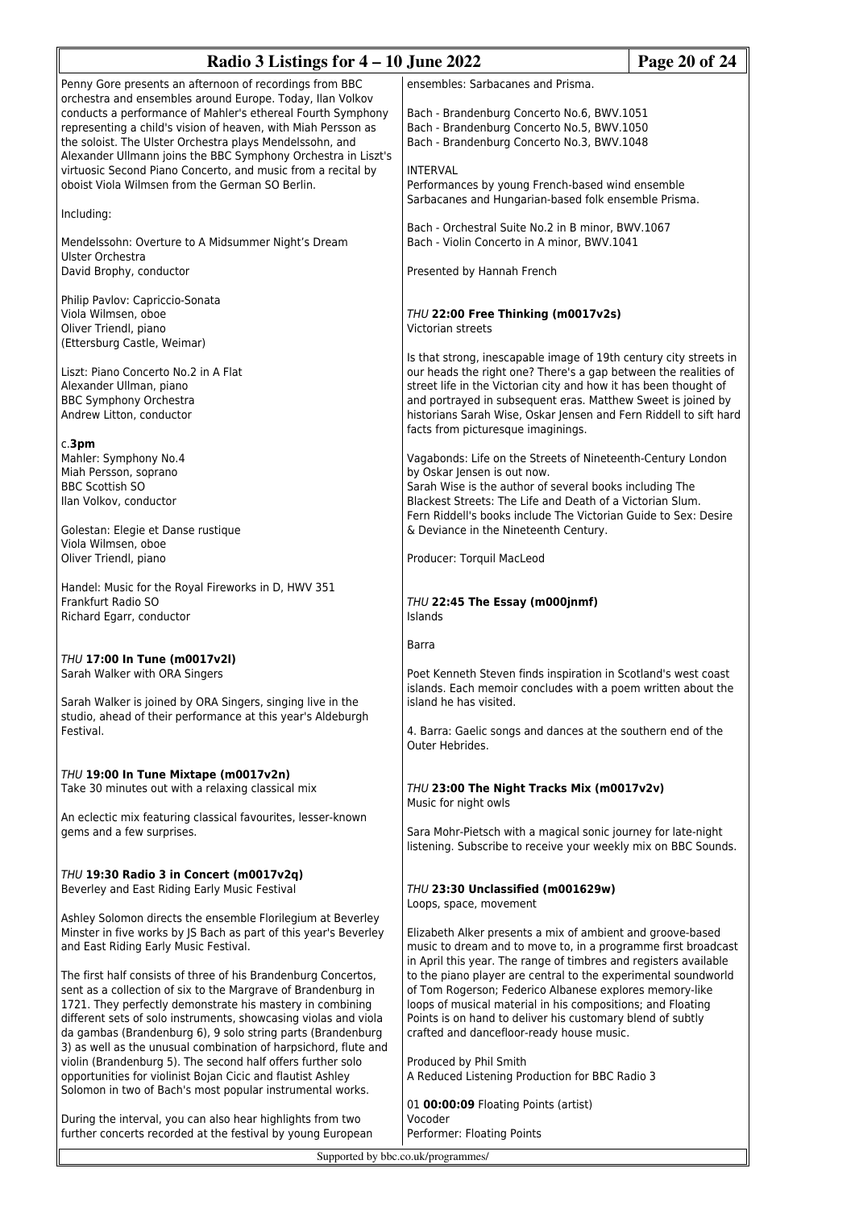Penny Gore presents an afternoon of recordings from BBC orchestra and ensembles around Europe. Today, Ilan Volkov conducts a performance of Mahler's ethereal Fourth Symphony representing a child's vision of heaven, with Miah Persson as the soloist. The Ulster Orchestra plays Mendelssohn, and Alexander Ullmann joins the BBC Symphony Orchestra in Liszt's virtuosic Second Piano Concerto, and music from a recital by oboist Viola Wilmsen from the German SO Berlin.

Including:

Mendelssohn: Overture to A Midsummer Night's Dream
Ulster Orchestra
David Brophy, conductor

Philip Pavlov: Capriccio-Sonata
Viola Wilmsen, oboe
Oliver Triendl, piano
(Ettersburg Castle, Weimar)

Liszt: Piano Concerto No.2 in A Flat
Alexander Ullman, piano
BBC Symphony Orchestra
Andrew Litton, conductor

c.**3pm**
Mahler: Symphony No.4
Miah Persson, soprano
BBC Scottish SO
Ilan Volkov, conductor

Golestan: Elegie et Danse rustique
Viola Wilmsen, oboe
Oliver Triendl, piano

Handel: Music for the Royal Fireworks in D, HWV 351
Frankfurt Radio SO
Richard Egarr, conductor

### *THU* **17:00 In Tune (m0017v2l)**
Sarah Walker with ORA Singers

Sarah Walker is joined by ORA Singers, singing live in the studio, ahead of their performance at this year's Aldeburgh Festival.

### *THU* **19:00 In Tune Mixtape (m0017v2n)**
Take 30 minutes out with a relaxing classical mix

An eclectic mix featuring classical favourites, lesser-known gems and a few surprises.

### *THU* **19:30 Radio 3 in Concert (m0017v2q)**
Beverley and East Riding Early Music Festival

Ashley Solomon directs the ensemble Florilegium at Beverley Minster in five works by JS Bach as part of this year's Beverley and East Riding Early Music Festival.

The first half consists of three of his Brandenburg Concertos, sent as a collection of six to the Margrave of Brandenburg in 1721. They perfectly demonstrate his mastery in combining different sets of solo instruments, showcasing violas and viola da gambas (Brandenburg 6), 9 solo string parts (Brandenburg 3) as well as the unusual combination of harpsichord, flute and violin (Brandenburg 5). The second half offers further solo opportunities for violinist Bojan Cicic and flautist Ashley Solomon in two of Bach's most popular instrumental works.

During the interval, you can also hear highlights from two further concerts recorded at the festival by young European ensembles: Sarbacanes and Prisma.

Bach - Brandenburg Concerto No.6, BWV.1051
Bach - Brandenburg Concerto No.5, BWV.1050
Bach - Brandenburg Concerto No.3, BWV.1048

INTERVAL
Performances by young French-based wind ensemble Sarbacanes and Hungarian-based folk ensemble Prisma.

Bach - Orchestral Suite No.2 in B minor, BWV.1067
Bach - Violin Concerto in A minor, BWV.1041

Presented by Hannah French

### *THU* **22:00 Free Thinking (m0017v2s)**
Victorian streets

Is that strong, inescapable image of 19th century city streets in our heads the right one? There's a gap between the realities of street life in the Victorian city and how it has been thought of and portrayed in subsequent eras. Matthew Sweet is joined by historians Sarah Wise, Oskar Jensen and Fern Riddell to sift hard facts from picturesque imaginings.

Vagabonds: Life on the Streets of Nineteenth-Century London by Oskar Jensen is out now.
Sarah Wise is the author of several books including The Blackest Streets: The Life and Death of a Victorian Slum.
Fern Riddell's books include The Victorian Guide to Sex: Desire & Deviance in the Nineteenth Century.

Producer: Torquil MacLeod

### *THU* **22:45 The Essay (m000jnmf)**
Islands

Barra

Poet Kenneth Steven finds inspiration in Scotland's west coast islands. Each memoir concludes with a poem written about the island he has visited.

4. Barra: Gaelic songs and dances at the southern end of the Outer Hebrides.

### *THU* **23:00 The Night Tracks Mix (m0017v2v)**
Music for night owls

Sara Mohr-Pietsch with a magical sonic journey for late-night listening. Subscribe to receive your weekly mix on BBC Sounds.

### *THU* **23:30 Unclassified (m001629w)**
Loops, space, movement

Elizabeth Alker presents a mix of ambient and groove-based music to dream and to move to, in a programme first broadcast in April this year. The range of timbres and registers available to the piano player are central to the experimental soundworld of Tom Rogerson; Federico Albanese explores memory-like loops of musical material in his compositions; and Floating Points is on hand to deliver his customary blend of subtly crafted and dancefloor-ready house music.

Produced by Phil Smith
A Reduced Listening Production for BBC Radio 3

01 **00:00:09** Floating Points (artist)
Vocoder
Performer: Floating Points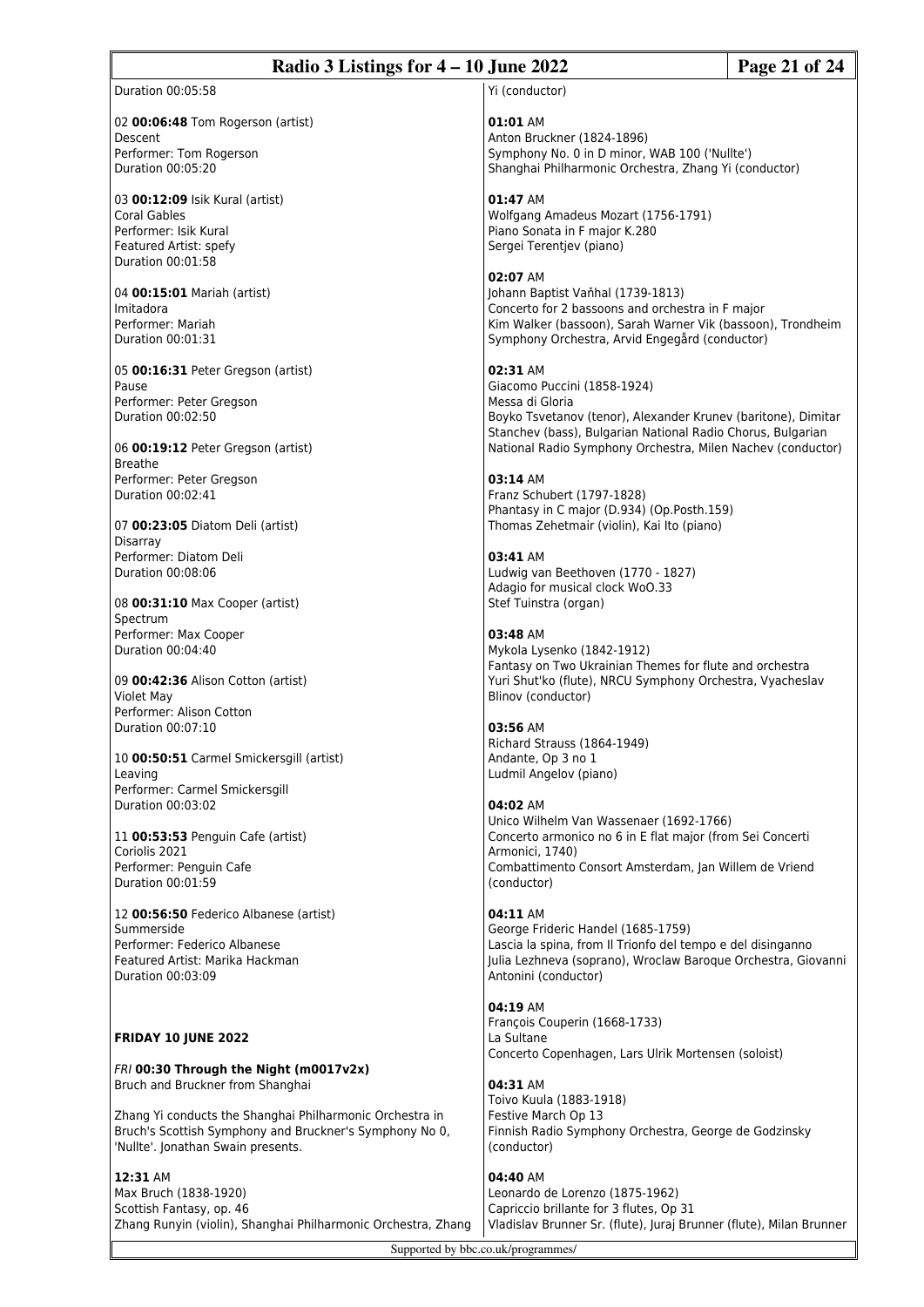Duration 00:05:58

02 **00:06:48** Tom Rogerson (artist)
Descent
Performer: Tom Rogerson
Duration 00:05:20

03 **00:12:09** Isik Kural (artist)
Coral Gables
Performer: Isik Kural
Featured Artist: spefy
Duration 00:01:58

04 **00:15:01** Mariah (artist)
Imitadora
Performer: Mariah
Duration 00:01:31

05 **00:16:31** Peter Gregson (artist)
Pause
Performer: Peter Gregson
Duration 00:02:50

06 **00:19:12** Peter Gregson (artist)
Breathe
Performer: Peter Gregson
Duration 00:02:41

07 **00:23:05** Diatom Deli (artist)
Disarray
Performer: Diatom Deli
Duration 00:08:06

08 **00:31:10** Max Cooper (artist)
Spectrum
Performer: Max Cooper
Duration 00:04:40

09 **00:42:36** Alison Cotton (artist)
Violet May
Performer: Alison Cotton
Duration 00:07:10

10 **00:50:51** Carmel Smickersgill (artist)
Leaving
Performer: Carmel Smickersgill
Duration 00:03:02

11 **00:53:53** Penguin Cafe (artist)
Coriolis 2021
Performer: Penguin Cafe
Duration 00:01:59

12 **00:56:50** Federico Albanese (artist)
Summerside
Performer: Federico Albanese
Featured Artist: Marika Hackman
Duration 00:03:09

**FRIDAY 10 JUNE 2022**

*FRI* **00:30 Through the Night (m0017v2x)**
Bruch and Bruckner from Shanghai

Zhang Yi conducts the Shanghai Philharmonic Orchestra in Bruch's Scottish Symphony and Bruckner's Symphony No 0, 'Nullte'. Jonathan Swain presents.

**12:31** AM
Max Bruch (1838-1920)
Scottish Fantasy, op. 46
Zhang Runyin (violin), Shanghai Philharmonic Orchestra, Zhang Yi (conductor)

**01:01** AM
Anton Bruckner (1824-1896)
Symphony No. 0 in D minor, WAB 100 ('Nullte')
Shanghai Philharmonic Orchestra, Zhang Yi (conductor)

**01:47** AM
Wolfgang Amadeus Mozart (1756-1791)
Piano Sonata in F major K.280
Sergei Terentjev (piano)

**02:07** AM
Johann Baptist Vaňhal (1739-1813)
Concerto for 2 bassoons and orchestra in F major
Kim Walker (bassoon), Sarah Warner Vik (bassoon), Trondheim Symphony Orchestra, Arvid Engegård (conductor)

**02:31** AM
Giacomo Puccini (1858-1924)
Messa di Gloria
Boyko Tsvetanov (tenor), Alexander Krunev (baritone), Dimitar Stanchev (bass), Bulgarian National Radio Chorus, Bulgarian National Radio Symphony Orchestra, Milen Nachev (conductor)

**03:14** AM
Franz Schubert (1797-1828)
Phantasy in C major (D.934) (Op.Posth.159)
Thomas Zehetmair (violin), Kai Ito (piano)

**03:41** AM
Ludwig van Beethoven (1770 - 1827)
Adagio for musical clock WoO.33
Stef Tuinstra (organ)

**03:48** AM
Mykola Lysenko (1842-1912)
Fantasy on Two Ukrainian Themes for flute and orchestra
Yuri Shut'ko (flute), NRCU Symphony Orchestra, Vyacheslav Blinov (conductor)

**03:56** AM
Richard Strauss (1864-1949)
Andante, Op 3 no 1
Ludmil Angelov (piano)

**04:02** AM
Unico Wilhelm Van Wassenaer (1692-1766)
Concerto armonico no 6 in E flat major (from Sei Concerti Armonici, 1740)
Combattimento Consort Amsterdam, Jan Willem de Vriend (conductor)

**04:11** AM
George Frideric Handel (1685-1759)
Lascia la spina, from Il Trionfo del tempo e del disinganno
Julia Lezhneva (soprano), Wroclaw Baroque Orchestra, Giovanni Antonini (conductor)

**04:19** AM
François Couperin (1668-1733)
La Sultane
Concerto Copenhagen, Lars Ulrik Mortensen (soloist)

**04:31** AM
Toivo Kuula (1883-1918)
Festive March Op 13
Finnish Radio Symphony Orchestra, George de Godzinsky (conductor)

**04:40** AM
Leonardo de Lorenzo (1875-1962)
Capriccio brillante for 3 flutes, Op 31
Vladislav Brunner Sr. (flute), Juraj Brunner (flute), Milan Brunner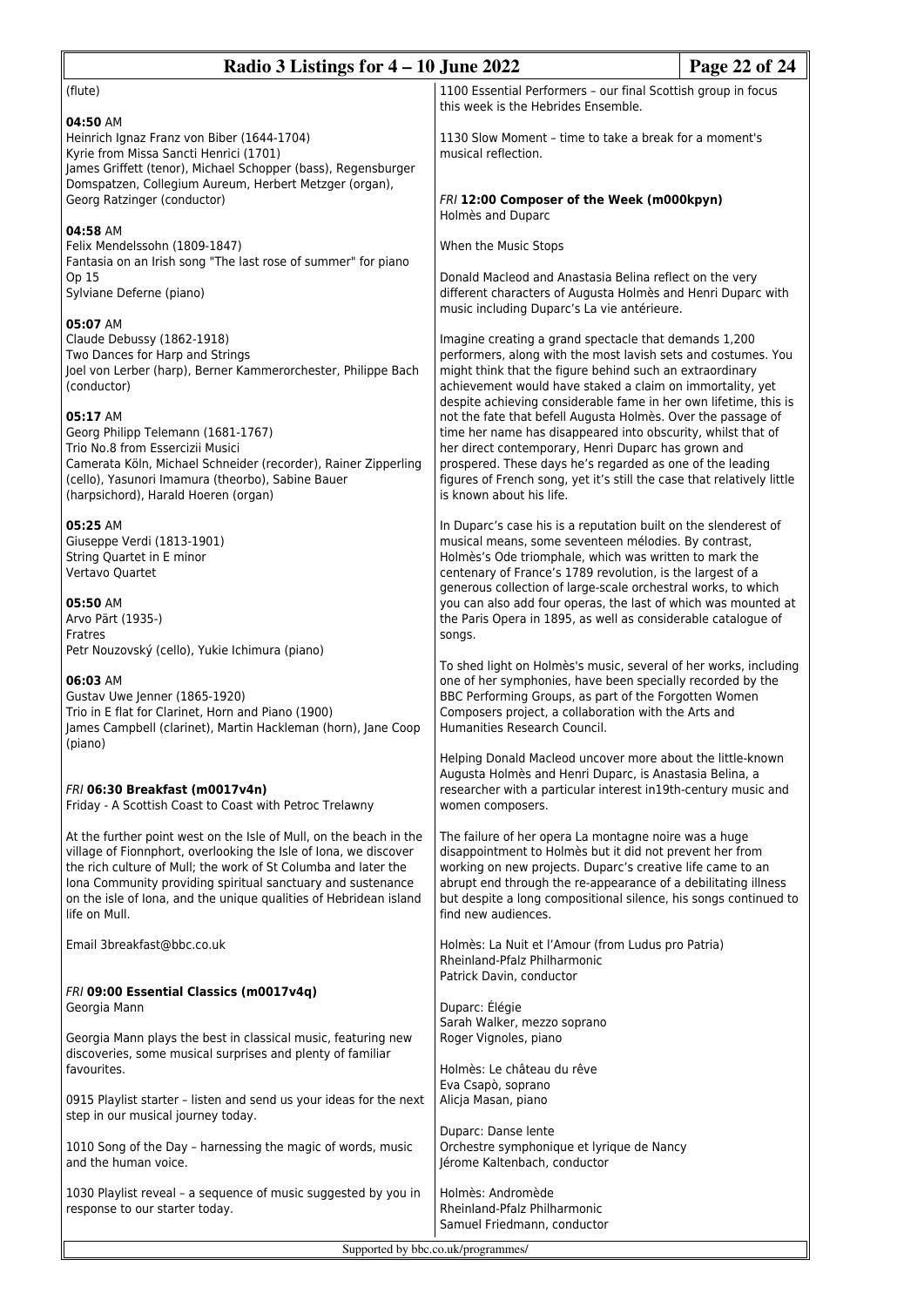(flute)

**04:50** AM
Heinrich Ignaz Franz von Biber (1644-1704)
Kyrie from Missa Sancti Henrici (1701)
James Griffett (tenor), Michael Schopper (bass), Regensburger Domspatzen, Collegium Aureum, Herbert Metzger (organ), Georg Ratzinger (conductor)

**04:58** AM
Felix Mendelssohn (1809-1847)
Fantasia on an Irish song "The last rose of summer" for piano Op 15
Sylviane Deferne (piano)

**05:07** AM
Claude Debussy (1862-1918)
Two Dances for Harp and Strings
Joel von Lerber (harp), Berner Kammerorchester, Philippe Bach (conductor)

**05:17** AM
Georg Philipp Telemann (1681-1767)
Trio No.8 from Essercizii Musici
Camerata Köln, Michael Schneider (recorder), Rainer Zipperling (cello), Yasunori Imamura (theorbo), Sabine Bauer (harpsichord), Harald Hoeren (organ)

**05:25** AM
Giuseppe Verdi (1813-1901)
String Quartet in E minor
Vertavo Quartet

**05:50** AM
Arvo Pärt (1935-)
Fratres
Petr Nouzovský (cello), Yukie Ichimura (piano)

**06:03** AM
Gustav Uwe Jenner (1865-1920)
Trio in E flat for Clarinet, Horn and Piano (1900)
James Campbell (clarinet), Martin Hackleman (horn), Jane Coop (piano)

*FRI* **06:30 Breakfast (m0017v4n)**
Friday - A Scottish Coast to Coast with Petroc Trelawny

At the further point west on the Isle of Mull, on the beach in the village of Fionnphort, overlooking the Isle of Iona, we discover the rich culture of Mull; the work of St Columba and later the Iona Community providing spiritual sanctuary and sustenance on the isle of Iona, and the unique qualities of Hebridean island life on Mull.

Email 3breakfast@bbc.co.uk

*FRI* **09:00 Essential Classics (m0017v4q)**
Georgia Mann

Georgia Mann plays the best in classical music, featuring new discoveries, some musical surprises and plenty of familiar favourites.

0915 Playlist starter – listen and send us your ideas for the next step in our musical journey today.

1010 Song of the Day – harnessing the magic of words, music and the human voice.

1030 Playlist reveal – a sequence of music suggested by you in response to our starter today.

1100 Essential Performers – our final Scottish group in focus this week is the Hebrides Ensemble.

1130 Slow Moment – time to take a break for a moment's musical reflection.

*FRI* **12:00 Composer of the Week (m000kpyn)**
Holmès and Duparc

When the Music Stops

Donald Macleod and Anastasia Belina reflect on the very different characters of Augusta Holmès and Henri Duparc with music including Duparc's La vie antérieure.

Imagine creating a grand spectacle that demands 1,200 performers, along with the most lavish sets and costumes. You might think that the figure behind such an extraordinary achievement would have staked a claim on immortality, yet despite achieving considerable fame in her own lifetime, this is not the fate that befell Augusta Holmès. Over the passage of time her name has disappeared into obscurity, whilst that of her direct contemporary, Henri Duparc has grown and prospered. These days he's regarded as one of the leading figures of French song, yet it's still the case that relatively little is known about his life.

In Duparc's case his is a reputation built on the slenderest of musical means, some seventeen mélodies. By contrast, Holmès's Ode triomphale, which was written to mark the centenary of France's 1789 revolution, is the largest of a generous collection of large-scale orchestral works, to which you can also add four operas, the last of which was mounted at the Paris Opera in 1895, as well as considerable catalogue of songs.

To shed light on Holmès's music, several of her works, including one of her symphonies, have been specially recorded by the BBC Performing Groups, as part of the Forgotten Women Composers project, a collaboration with the Arts and Humanities Research Council.

Helping Donald Macleod uncover more about the little-known Augusta Holmès and Henri Duparc, is Anastasia Belina, a researcher with a particular interest in19th-century music and women composers.

The failure of her opera La montagne noire was a huge disappointment to Holmès but it did not prevent her from working on new projects. Duparc's creative life came to an abrupt end through the re-appearance of a debilitating illness but despite a long compositional silence, his songs continued to find new audiences.

Holmès: La Nuit et l'Amour (from Ludus pro Patria)
Rheinland-Pfalz Philharmonic
Patrick Davin, conductor

Duparc: Élégie
Sarah Walker, mezzo soprano
Roger Vignoles, piano

Holmès: Le château du rêve
Eva Csapò, soprano
Alicja Masan, piano

Duparc: Danse lente
Orchestre symphonique et lyrique de Nancy
Jérome Kaltenbach, conductor

Holmès: Andromède
Rheinland-Pfalz Philharmonic
Samuel Friedmann, conductor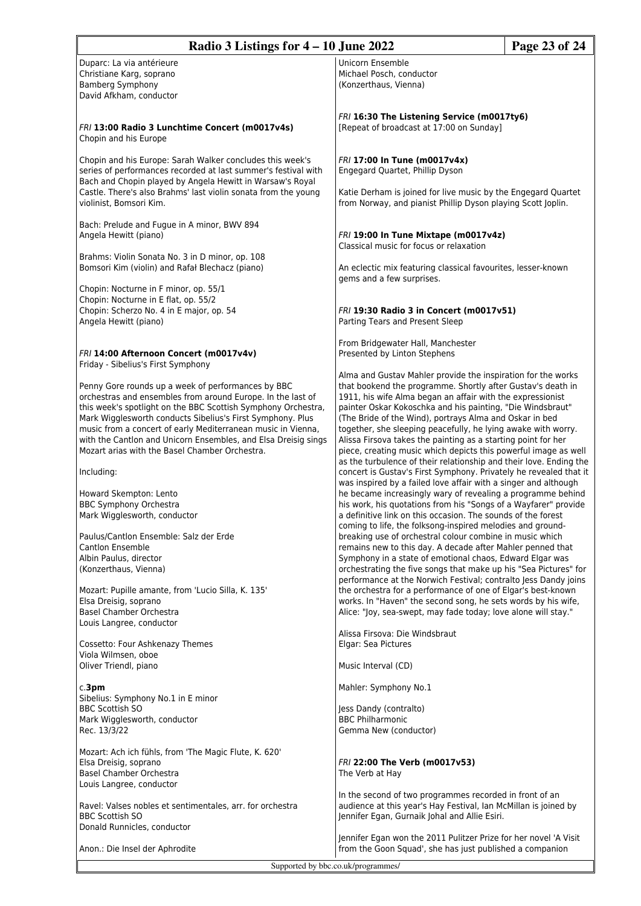Duparc: La via antérieure
Christiane Karg, soprano
Bamberg Symphony
David Afkham, conductor

*FRI* **13:00 Radio 3 Lunchtime Concert (m0017v4s)**
Chopin and his Europe

Chopin and his Europe: Sarah Walker concludes this week's series of performances recorded at last summer's festival with Bach and Chopin played by Angela Hewitt in Warsaw's Royal Castle. There's also Brahms' last violin sonata from the young violinist, Bomsori Kim.

Bach: Prelude and Fugue in A minor, BWV 894
Angela Hewitt (piano)

Brahms: Violin Sonata No. 3 in D minor, op. 108
Bomsori Kim (violin) and Rafał Blechacz (piano)

Chopin: Nocturne in F minor, op. 55/1
Chopin: Nocturne in E flat, op. 55/2
Chopin: Scherzo No. 4 in E major, op. 54
Angela Hewitt (piano)

*FRI* **14:00 Afternoon Concert (m0017v4v)**
Friday - Sibelius's First Symphony

Penny Gore rounds up a week of performances by BBC orchestras and ensembles from around Europe. In the last of this week's spotlight on the BBC Scottish Symphony Orchestra, Mark Wigglesworth conducts Sibelius's First Symphony. Plus music from a concert of early Mediterranean music in Vienna, with the Cantlon and Unicorn Ensembles, and Elsa Dreisig sings Mozart arias with the Basel Chamber Orchestra.

Including:

Howard Skempton: Lento
BBC Symphony Orchestra
Mark Wigglesworth, conductor

Paulus/Cantlon Ensemble: Salz der Erde
Cantlon Ensemble
Albin Paulus, director
(Konzerthaus, Vienna)

Mozart: Pupille amante, from 'Lucio Silla, K. 135'
Elsa Dreisig, soprano
Basel Chamber Orchestra
Louis Langree, conductor

Cossetto: Four Ashkenazy Themes
Viola Wilmsen, oboe
Oliver Triendl, piano

c.**3pm**
Sibelius: Symphony No.1 in E minor
BBC Scottish SO
Mark Wigglesworth, conductor
Rec. 13/3/22

Mozart: Ach ich fühls, from 'The Magic Flute, K. 620'
Elsa Dreisig, soprano
Basel Chamber Orchestra
Louis Langree, conductor

Ravel: Valses nobles et sentimentales, arr. for orchestra
BBC Scottish SO
Donald Runnicles, conductor

Anon.: Die Insel der Aphrodite
Unicorn Ensemble
Michael Posch, conductor
(Konzerthaus, Vienna)

*FRI* **16:30 The Listening Service (m0017ty6)**
[Repeat of broadcast at 17:00 on Sunday]

*FRI* **17:00 In Tune (m0017v4x)**
Engegard Quartet, Phillip Dyson

Katie Derham is joined for live music by the Engegard Quartet from Norway, and pianist Phillip Dyson playing Scott Joplin.

*FRI* **19:00 In Tune Mixtape (m0017v4z)**
Classical music for focus or relaxation

An eclectic mix featuring classical favourites, lesser-known gems and a few surprises.

*FRI* **19:30 Radio 3 in Concert (m0017v51)**
Parting Tears and Present Sleep

From Bridgewater Hall, Manchester
Presented by Linton Stephens

Alma and Gustav Mahler provide the inspiration for the works that bookend the programme. Shortly after Gustav's death in 1911, his wife Alma began an affair with the expressionist painter Oskar Kokoschka and his painting, "Die Windsbraut" (The Bride of the Wind), portrays Alma and Oskar in bed together, she sleeping peacefully, he lying awake with worry. Alissa Firsova takes the painting as a starting point for her piece, creating music which depicts this powerful image as well as the turbulence of their relationship and their love. Ending the concert is Gustav's First Symphony. Privately he revealed that it was inspired by a failed love affair with a singer and although he became increasingly wary of revealing a programme behind his work, his quotations from his "Songs of a Wayfarer" provide a definitive link on this occasion. The sounds of the forest coming to life, the folksong-inspired melodies and ground-breaking use of orchestral colour combine in music which remains new to this day. A decade after Mahler penned that Symphony in a state of emotional chaos, Edward Elgar was orchestrating the five songs that make up his "Sea Pictures" for performance at the Norwich Festival; contralto Jess Dandy joins the orchestra for a performance of one of Elgar's best-known works. In "Haven" the second song, he sets words by his wife, Alice: "Joy, sea-swept, may fade today; love alone will stay."

Alissa Firsova: Die Windsbraut
Elgar: Sea Pictures

Music Interval (CD)

Mahler: Symphony No.1

Jess Dandy (contralto)
BBC Philharmonic
Gemma New (conductor)

*FRI* **22:00 The Verb (m0017v53)**
The Verb at Hay

In the second of two programmes recorded in front of an audience at this year's Hay Festival, Ian McMillan is joined by Jennifer Egan, Gurnaik Johal and Allie Esiri.

Jennifer Egan won the 2011 Pulitzer Prize for her novel 'A Visit from the Goon Squad', she has just published a companion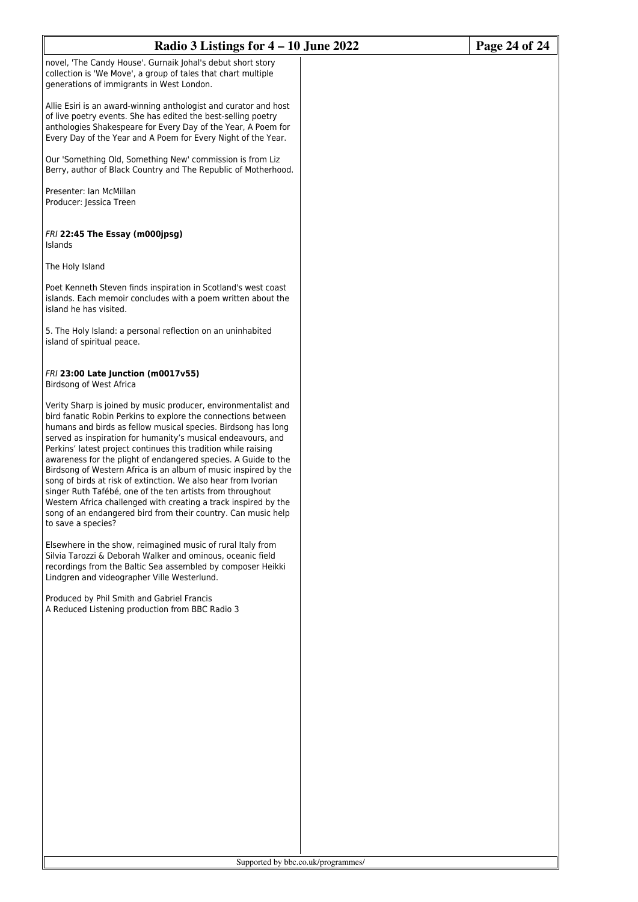novel, 'The Candy House'. Gurnaik Johal's debut short story collection is 'We Move', a group of tales that chart multiple generations of immigrants in West London.

Allie Esiri is an award-winning anthologist and curator and host of live poetry events. She has edited the best-selling poetry anthologies Shakespeare for Every Day of the Year, A Poem for Every Day of the Year and A Poem for Every Night of the Year.

Our 'Something Old, Something New' commission is from Liz Berry, author of Black Country and The Republic of Motherhood.

Presenter: Ian McMillan
Producer: Jessica Treen

*FRI* **22:45 The Essay (m000jpsg)**
Islands

The Holy Island

Poet Kenneth Steven finds inspiration in Scotland's west coast islands. Each memoir concludes with a poem written about the island he has visited.

5. The Holy Island: a personal reflection on an uninhabited island of spiritual peace.

*FRI* **23:00 Late Junction (m0017v55)**
Birdsong of West Africa

Verity Sharp is joined by music producer, environmentalist and bird fanatic Robin Perkins to explore the connections between humans and birds as fellow musical species. Birdsong has long served as inspiration for humanity's musical endeavours, and Perkins' latest project continues this tradition while raising awareness for the plight of endangered species. A Guide to the Birdsong of Western Africa is an album of music inspired by the song of birds at risk of extinction. We also hear from Ivorian singer Ruth Tafébé, one of the ten artists from throughout Western Africa challenged with creating a track inspired by the song of an endangered bird from their country. Can music help to save a species?

Elsewhere in the show, reimagined music of rural Italy from Silvia Tarozzi & Deborah Walker and ominous, oceanic field recordings from the Baltic Sea assembled by composer Heikki Lindgren and videographer Ville Westerlund.

Produced by Phil Smith and Gabriel Francis
A Reduced Listening production from BBC Radio 3